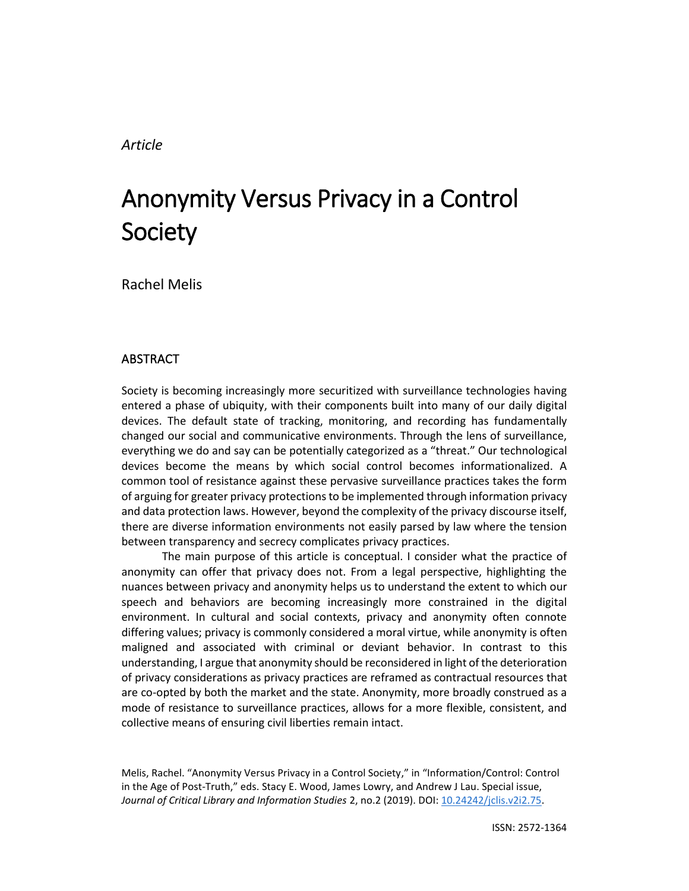*Article*

# Anonymity Versus Privacy in a Control Society

Rachel Melis

## ABSTRACT

Society is becoming increasingly more securitized with surveillance technologies having entered a phase of ubiquity, with their components built into many of our daily digital devices. The default state of tracking, monitoring, and recording has fundamentally changed our social and communicative environments. Through the lens of surveillance, everything we do and say can be potentially categorized as a "threat." Our technological devices become the means by which social control becomes informationalized. A common tool of resistance against these pervasive surveillance practices takes the form of arguing for greater privacy protections to be implemented through information privacy and data protection laws. However, beyond the complexity of the privacy discourse itself, there are diverse information environments not easily parsed by law where the tension between transparency and secrecy complicates privacy practices.

The main purpose of this article is conceptual. I consider what the practice of anonymity can offer that privacy does not. From a legal perspective, highlighting the nuances between privacy and anonymity helps us to understand the extent to which our speech and behaviors are becoming increasingly more constrained in the digital environment. In cultural and social contexts, privacy and anonymity often connote differing values; privacy is commonly considered a moral virtue, while anonymity is often maligned and associated with criminal or deviant behavior. In contrast to this understanding, I argue that anonymity should be reconsidered in light of the deterioration of privacy considerations as privacy practices are reframed as contractual resources that are co-opted by both the market and the state. Anonymity, more broadly construed as a mode of resistance to surveillance practices, allows for a more flexible, consistent, and collective means of ensuring civil liberties remain intact.

Melis, Rachel. "Anonymity Versus Privacy in a Control Society," in "Information/Control: Control in the Age of Post-Truth," eds. Stacy E. Wood, James Lowry, and Andrew J Lau. Special issue, *Journal of Critical Library and Information Studies* 2, no.2 (2019). DOI: 10.24242/jclis.v2i2.75.

ISSN: 2572-1364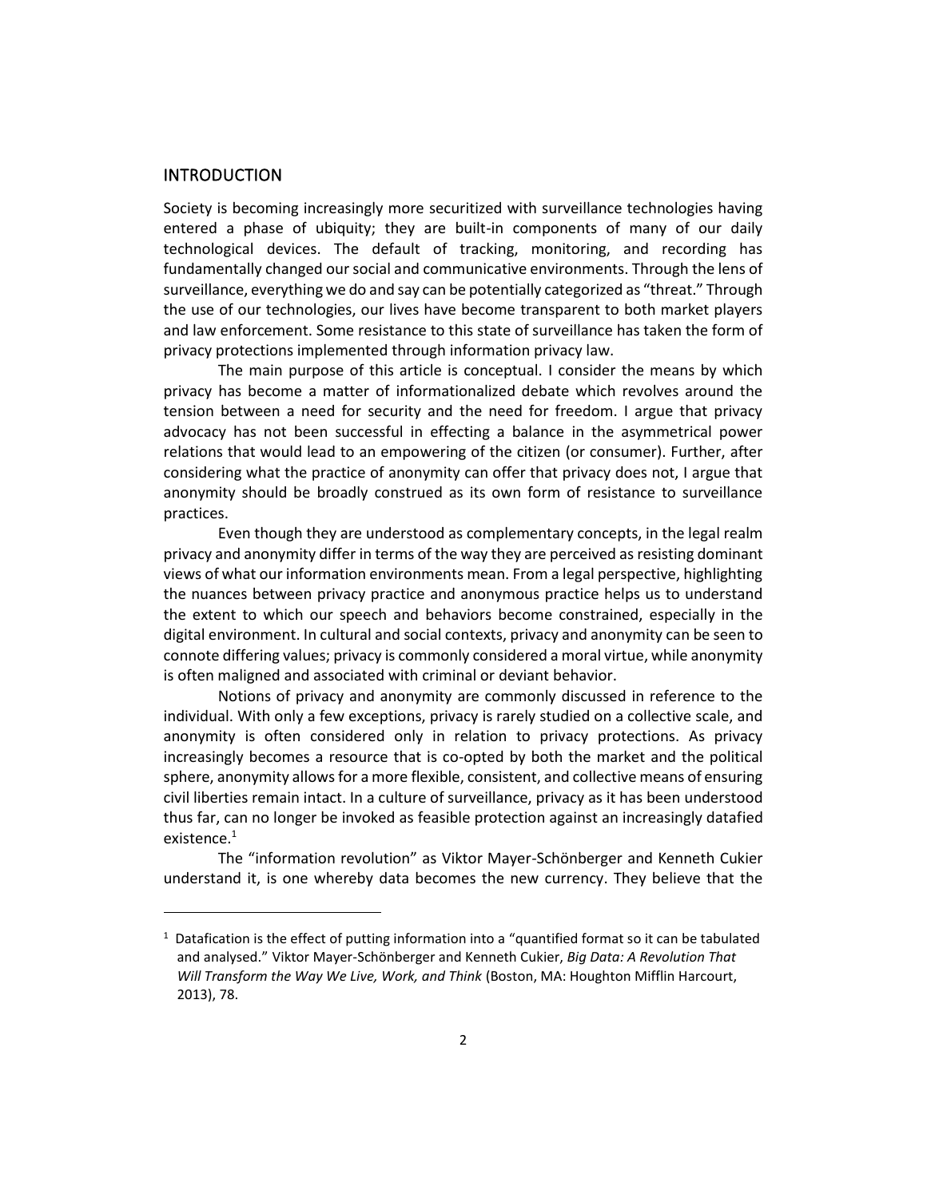## INTRODUCTION

Society is becoming increasingly more securitized with surveillance technologies having entered a phase of ubiquity; they are built-in components of many of our daily technological devices. The default of tracking, monitoring, and recording has fundamentally changed our social and communicative environments. Through the lens of surveillance, everything we do and say can be potentially categorized as "threat." Through the use of our technologies, our lives have become transparent to both market players and law enforcement. Some resistance to this state of surveillance has taken the form of privacy protections implemented through information privacy law.

The main purpose of this article is conceptual. I consider the means by which privacy has become a matter of informationalized debate which revolves around the tension between a need for security and the need for freedom. I argue that privacy advocacy has not been successful in effecting a balance in the asymmetrical power relations that would lead to an empowering of the citizen (or consumer). Further, after considering what the practice of anonymity can offer that privacy does not, I argue that anonymity should be broadly construed as its own form of resistance to surveillance practices.

Even though they are understood as complementary concepts, in the legal realm privacy and anonymity differ in terms of the way they are perceived as resisting dominant views of what our information environments mean. From a legal perspective, highlighting the nuances between privacy practice and anonymous practice helps us to understand the extent to which our speech and behaviors become constrained, especially in the digital environment. In cultural and social contexts, privacy and anonymity can be seen to connote differing values; privacy is commonly considered a moral virtue, while anonymity is often maligned and associated with criminal or deviant behavior.

Notions of privacy and anonymity are commonly discussed in reference to the individual. With only a few exceptions, privacy is rarely studied on a collective scale, and anonymity is often considered only in relation to privacy protections. As privacy increasingly becomes a resource that is co-opted by both the market and the political sphere, anonymity allows for a more flexible, consistent, and collective means of ensuring civil liberties remain intact. In a culture of surveillance, privacy as it has been understood thus far, can no longer be invoked as feasible protection against an increasingly datafied existence.[1]

The "information revolution" as Viktor Mayer-Schönberger and Kenneth Cukier understand it, is one whereby data becomes the new currency. They believe that the

[1] Datafication is the effect of putting information into a "quantified format so it can be tabulated and analysed." Viktor Mayer-Schönberger and Kenneth Cukier, *Big Data: A Revolution That Will Transform the Way We Live, Work, and Think* (Boston, MA: Houghton Mifflin Harcourt, 2013), 78.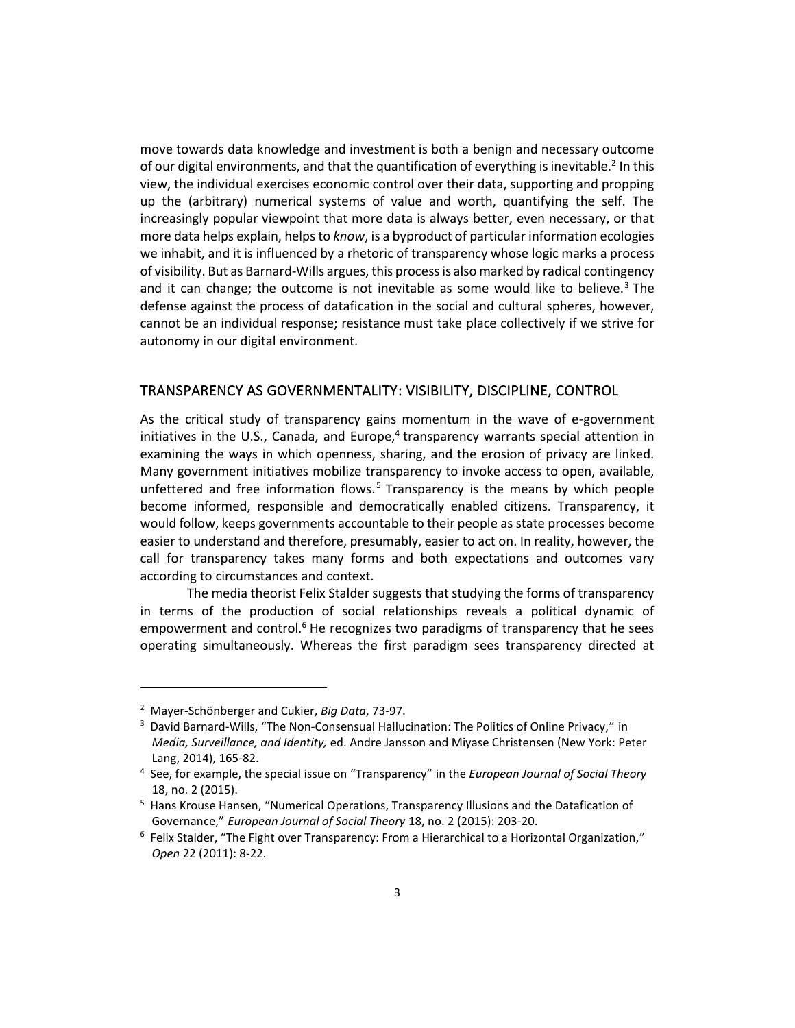move towards data knowledge and investment is both a benign and necessary outcome of our digital environments, and that the quantification of everything is inevitable.[2] In this view, the individual exercises economic control over their data, supporting and propping up the (arbitrary) numerical systems of value and worth, quantifying the self. The increasingly popular viewpoint that more data is always better, even necessary, or that more data helps explain, helps to *know*, is a byproduct of particular information ecologies we inhabit, and it is influenced by a rhetoric of transparency whose logic marks a process of visibility. But as Barnard-Wills argues, this process is also marked by radical contingency and it can change; the outcome is not inevitable as some would like to believe.[3] The defense against the process of datafication in the social and cultural spheres, however, cannot be an individual response; resistance must take place collectively if we strive for autonomy in our digital environment.

## TRANSPARENCY AS GOVERNMENTALITY: VISIBILITY, DISCIPLINE, CONTROL

As the critical study of transparency gains momentum in the wave of e-government initiatives in the U.S., Canada, and Europe,[4] transparency warrants special attention in examining the ways in which openness, sharing, and the erosion of privacy are linked. Many government initiatives mobilize transparency to invoke access to open, available, unfettered and free information flows.[5] Transparency is the means by which people become informed, responsible and democratically enabled citizens. Transparency, it would follow, keeps governments accountable to their people as state processes become easier to understand and therefore, presumably, easier to act on. In reality, however, the call for transparency takes many forms and both expectations and outcomes vary according to circumstances and context.

The media theorist Felix Stalder suggests that studying the forms of transparency in terms of the production of social relationships reveals a political dynamic of empowerment and control.[6] He recognizes two paradigms of transparency that he sees operating simultaneously. Whereas the first paradigm sees transparency directed at

---

[2] Mayer-Schönberger and Cukier, *Big Data*, 73-97.

[3] David Barnard-Wills, "The Non-Consensual Hallucination: The Politics of Online Privacy," in *Media, Surveillance, and Identity,* ed. Andre Jansson and Miyase Christensen (New York: Peter Lang, 2014), 165-82.

[4] See, for example, the special issue on "Transparency" in the *European Journal of Social Theory* 18, no. 2 (2015).

[5] Hans Krouse Hansen, "Numerical Operations, Transparency Illusions and the Datafication of Governance," *European Journal of Social Theory* 18, no. 2 (2015): 203-20.

[6] Felix Stalder, "The Fight over Transparency: From a Hierarchical to a Horizontal Organization," *Open* 22 (2011): 8-22.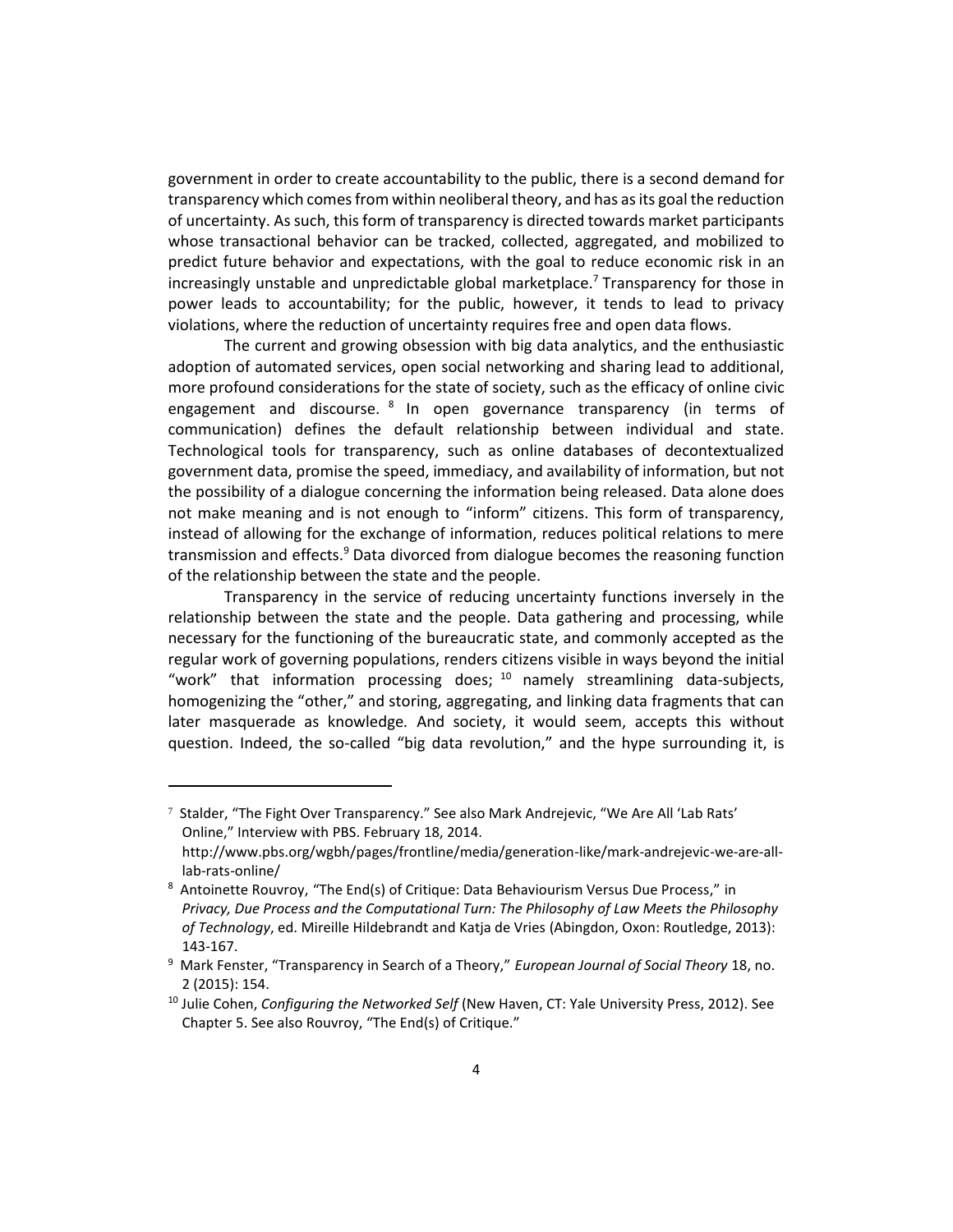government in order to create accountability to the public, there is a second demand for transparency which comes from within neoliberal theory, and has as its goal the reduction of uncertainty. As such, this form of transparency is directed towards market participants whose transactional behavior can be tracked, collected, aggregated, and mobilized to predict future behavior and expectations, with the goal to reduce economic risk in an increasingly unstable and unpredictable global marketplace.[7] Transparency for those in power leads to accountability; for the public, however, it tends to lead to privacy violations, where the reduction of uncertainty requires free and open data flows.

The current and growing obsession with big data analytics, and the enthusiastic adoption of automated services, open social networking and sharing lead to additional, more profound considerations for the state of society, such as the efficacy of online civic engagement and discourse.[8] In open governance transparency (in terms of communication) defines the default relationship between individual and state. Technological tools for transparency, such as online databases of decontextualized government data, promise the speed, immediacy, and availability of information, but not the possibility of a dialogue concerning the information being released. Data alone does not make meaning and is not enough to "inform" citizens. This form of transparency, instead of allowing for the exchange of information, reduces political relations to mere transmission and effects.[9] Data divorced from dialogue becomes the reasoning function of the relationship between the state and the people.

Transparency in the service of reducing uncertainty functions inversely in the relationship between the state and the people. Data gathering and processing, while necessary for the functioning of the bureaucratic state, and commonly accepted as the regular work of governing populations, renders citizens visible in ways beyond the initial "work" that information processing does;[10] namely streamlining data-subjects, homogenizing the "other," and storing, aggregating, and linking data fragments that can later masquerade as knowledge*.* And society, it would seem, accepts this without question. Indeed, the so-called "big data revolution," and the hype surrounding it, is

---

[7] Stalder, "The Fight Over Transparency." See also Mark Andrejevic, "We Are All 'Lab Rats' Online," Interview with PBS. February 18, 2014. http://www.pbs.org/wgbh/pages/frontline/media/generation-like/mark-andrejevic-we-are-all-lab-rats-online/

[8] Antoinette Rouvroy, "The End(s) of Critique: Data Behaviourism Versus Due Process," in *Privacy, Due Process and the Computational Turn: The Philosophy of Law Meets the Philosophy of Technology*, ed. Mireille Hildebrandt and Katja de Vries (Abingdon, Oxon: Routledge, 2013): 143-167.

[9] Mark Fenster, "Transparency in Search of a Theory," *European Journal of Social Theory* 18, no. 2 (2015): 154.

[10] Julie Cohen, *Configuring the Networked Self* (New Haven, CT: Yale University Press, 2012). See Chapter 5. See also Rouvroy, "The End(s) of Critique."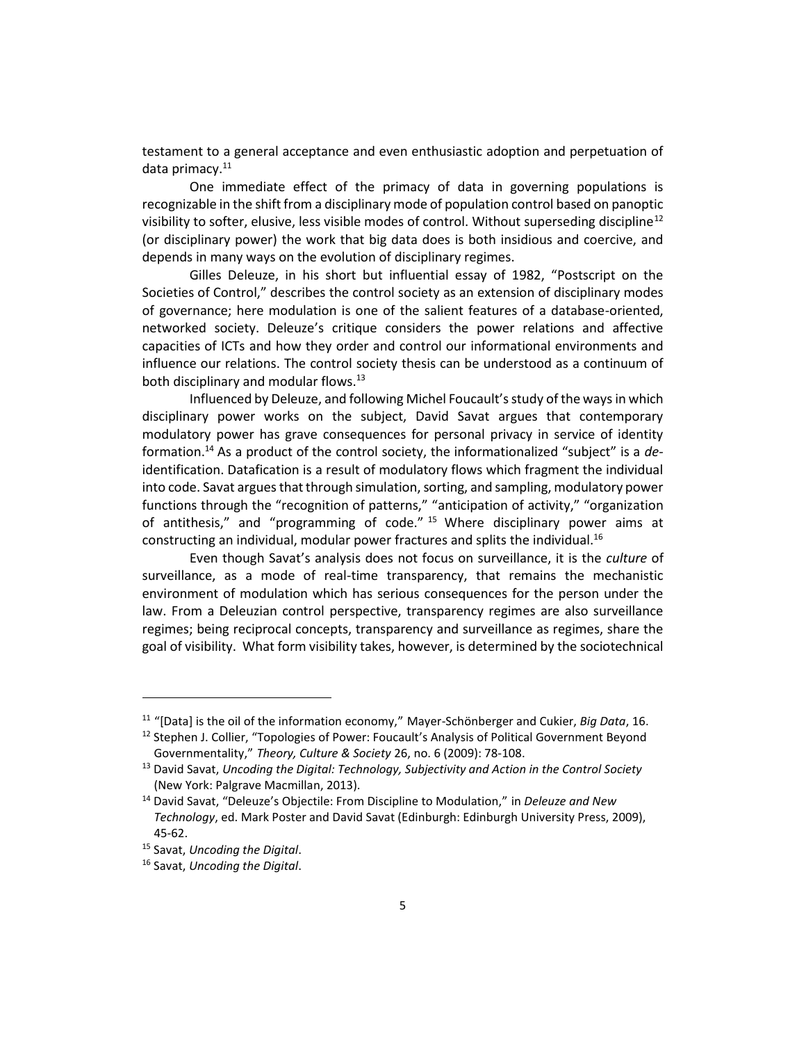testament to a general acceptance and even enthusiastic adoption and perpetuation of data primacy.[11]

One immediate effect of the primacy of data in governing populations is recognizable in the shift from a disciplinary mode of population control based on panoptic visibility to softer, elusive, less visible modes of control. Without superseding discipline[12] (or disciplinary power) the work that big data does is both insidious and coercive, and depends in many ways on the evolution of disciplinary regimes.

Gilles Deleuze, in his short but influential essay of 1982, "Postscript on the Societies of Control," describes the control society as an extension of disciplinary modes of governance; here modulation is one of the salient features of a database-oriented, networked society. Deleuze's critique considers the power relations and affective capacities of ICTs and how they order and control our informational environments and influence our relations. The control society thesis can be understood as a continuum of both disciplinary and modular flows.[13]

Influenced by Deleuze, and following Michel Foucault's study of the ways in which disciplinary power works on the subject, David Savat argues that contemporary modulatory power has grave consequences for personal privacy in service of identity formation.[14] As a product of the control society, the informationalized "subject" is a *de*-identification. Datafication is a result of modulatory flows which fragment the individual into code. Savat argues that through simulation, sorting, and sampling, modulatory power functions through the "recognition of patterns," "anticipation of activity," "organization of antithesis," and "programming of code."[15] Where disciplinary power aims at constructing an individual, modular power fractures and splits the individual.[16]

Even though Savat's analysis does not focus on surveillance, it is the *culture* of surveillance, as a mode of real-time transparency, that remains the mechanistic environment of modulation which has serious consequences for the person under the law. From a Deleuzian control perspective, transparency regimes are also surveillance regimes; being reciprocal concepts, transparency and surveillance as regimes, share the goal of visibility. What form visibility takes, however, is determined by the sociotechnical

---

[11] "[Data] is the oil of the information economy," Mayer-Schönberger and Cukier, *Big Data*, 16.

[12] Stephen J. Collier, "Topologies of Power: Foucault's Analysis of Political Government Beyond Governmentality," *Theory, Culture & Society* 26, no. 6 (2009): 78-108.

[13] David Savat, *Uncoding the Digital: Technology, Subjectivity and Action in the Control Society* (New York: Palgrave Macmillan, 2013).

[14] David Savat, "Deleuze's Objectile: From Discipline to Modulation," in *Deleuze and New Technology*, ed. Mark Poster and David Savat (Edinburgh: Edinburgh University Press, 2009), 45-62.

[15] Savat, *Uncoding the Digital*.

[16] Savat, *Uncoding the Digital*.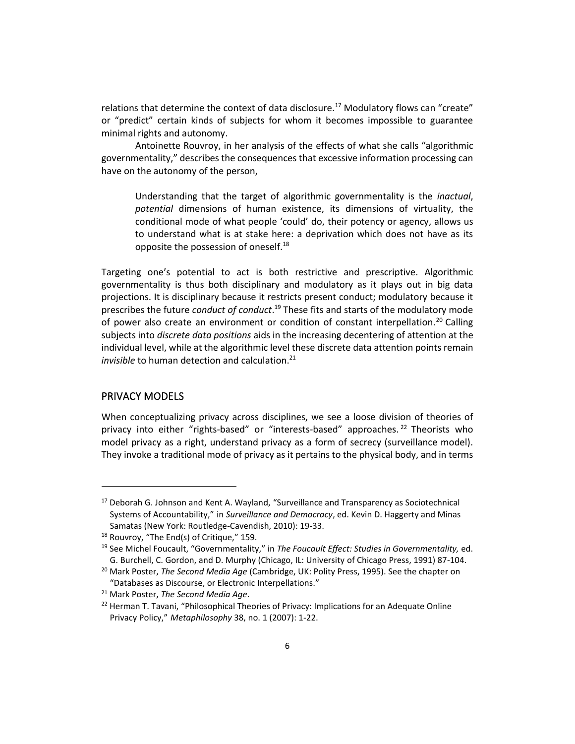relations that determine the context of data disclosure.[17] Modulatory flows can "create" or "predict" certain kinds of subjects for whom it becomes impossible to guarantee minimal rights and autonomy.

Antoinette Rouvroy, in her analysis of the effects of what she calls "algorithmic governmentality," describes the consequences that excessive information processing can have on the autonomy of the person,

> Understanding that the target of algorithmic governmentality is the *inactual*, *potential* dimensions of human existence, its dimensions of virtuality, the conditional mode of what people 'could' do, their potency or agency, allows us to understand what is at stake here: a deprivation which does not have as its opposite the possession of oneself.[18]

Targeting one's potential to act is both restrictive and prescriptive. Algorithmic governmentality is thus both disciplinary and modulatory as it plays out in big data projections. It is disciplinary because it restricts present conduct; modulatory because it prescribes the future *conduct of conduct*.[19] These fits and starts of the modulatory mode of power also create an environment or condition of constant interpellation.[20] Calling subjects into *discrete data positions* aids in the increasing decentering of attention at the individual level, while at the algorithmic level these discrete data attention points remain *invisible* to human detection and calculation.[21]

## PRIVACY MODELS

When conceptualizing privacy across disciplines, we see a loose division of theories of privacy into either "rights-based" or "interests-based" approaches.[22] Theorists who model privacy as a right, understand privacy as a form of secrecy (surveillance model). They invoke a traditional mode of privacy as it pertains to the physical body, and in terms

---

[17] Deborah G. Johnson and Kent A. Wayland, "Surveillance and Transparency as Sociotechnical Systems of Accountability," in *Surveillance and Democracy*, ed. Kevin D. Haggerty and Minas Samatas (New York: Routledge-Cavendish, 2010): 19-33.

[18] Rouvroy, "The End(s) of Critique," 159.

[19] See Michel Foucault, "Governmentality," in *The Foucault Effect: Studies in Governmentality,* ed. G. Burchell, C. Gordon, and D. Murphy (Chicago, IL: University of Chicago Press, 1991) 87-104.

[20] Mark Poster, *The Second Media Age* (Cambridge, UK: Polity Press, 1995). See the chapter on "Databases as Discourse, or Electronic Interpellations."

[21] Mark Poster, *The Second Media Age*.

[22] Herman T. Tavani, "Philosophical Theories of Privacy: Implications for an Adequate Online Privacy Policy," *Metaphilosophy* 38, no. 1 (2007): 1-22.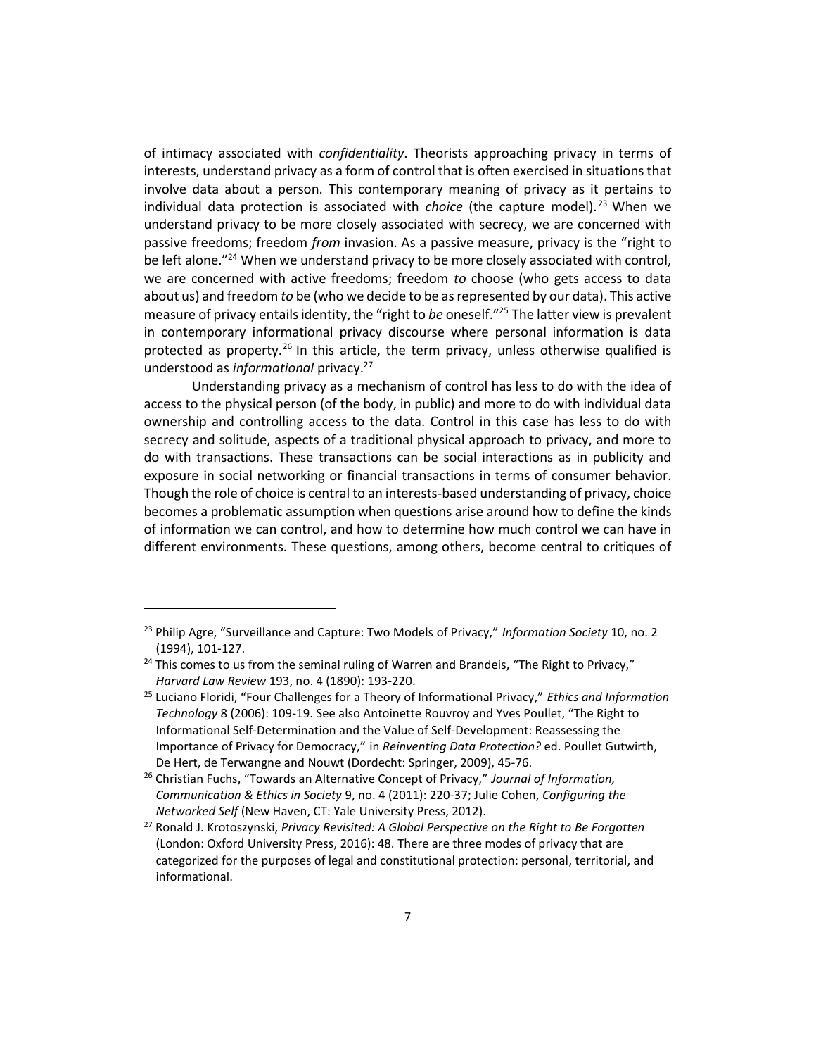of intimacy associated with *confidentiality*. Theorists approaching privacy in terms of interests, understand privacy as a form of control that is often exercised in situations that involve data about a person. This contemporary meaning of privacy as it pertains to individual data protection is associated with *choice* (the capture model).[23] When we understand privacy to be more closely associated with secrecy, we are concerned with passive freedoms; freedom *from* invasion. As a passive measure, privacy is the "right to be left alone."[24] When we understand privacy to be more closely associated with control, we are concerned with active freedoms; freedom *to* choose (who gets access to data about us) and freedom *to* be (who we decide to be as represented by our data). This active measure of privacy entails identity, the "right to *be* oneself."[25] The latter view is prevalent in contemporary informational privacy discourse where personal information is data protected as property.[26] In this article, the term privacy, unless otherwise qualified is understood as *informational* privacy.[27]

Understanding privacy as a mechanism of control has less to do with the idea of access to the physical person (of the body, in public) and more to do with individual data ownership and controlling access to the data. Control in this case has less to do with secrecy and solitude, aspects of a traditional physical approach to privacy, and more to do with transactions. These transactions can be social interactions as in publicity and exposure in social networking or financial transactions in terms of consumer behavior. Though the role of choice is central to an interests-based understanding of privacy, choice becomes a problematic assumption when questions arise around how to define the kinds of information we can control, and how to determine how much control we can have in different environments. These questions, among others, become central to critiques of

---

[23] Philip Agre, "Surveillance and Capture: Two Models of Privacy," *Information Society* 10, no. 2 (1994), 101-127.

[24] This comes to us from the seminal ruling of Warren and Brandeis, "The Right to Privacy," *Harvard Law Review* 193, no. 4 (1890): 193-220.

[25] Luciano Floridi, "Four Challenges for a Theory of Informational Privacy," *Ethics and Information Technology* 8 (2006): 109-19. See also Antoinette Rouvroy and Yves Poullet, "The Right to Informational Self-Determination and the Value of Self-Development: Reassessing the Importance of Privacy for Democracy," in *Reinventing Data Protection?* ed. Poullet Gutwirth, De Hert, de Terwangne and Nouwt (Dordecht: Springer, 2009), 45-76.

[26] Christian Fuchs, "Towards an Alternative Concept of Privacy," *Journal of Information, Communication & Ethics in Society* 9, no. 4 (2011): 220-37; Julie Cohen, *Configuring the Networked Self* (New Haven, CT: Yale University Press, 2012).

[27] Ronald J. Krotoszynski, *Privacy Revisited: A Global Perspective on the Right to Be Forgotten* (London: Oxford University Press, 2016): 48. There are three modes of privacy that are categorized for the purposes of legal and constitutional protection: personal, territorial, and informational.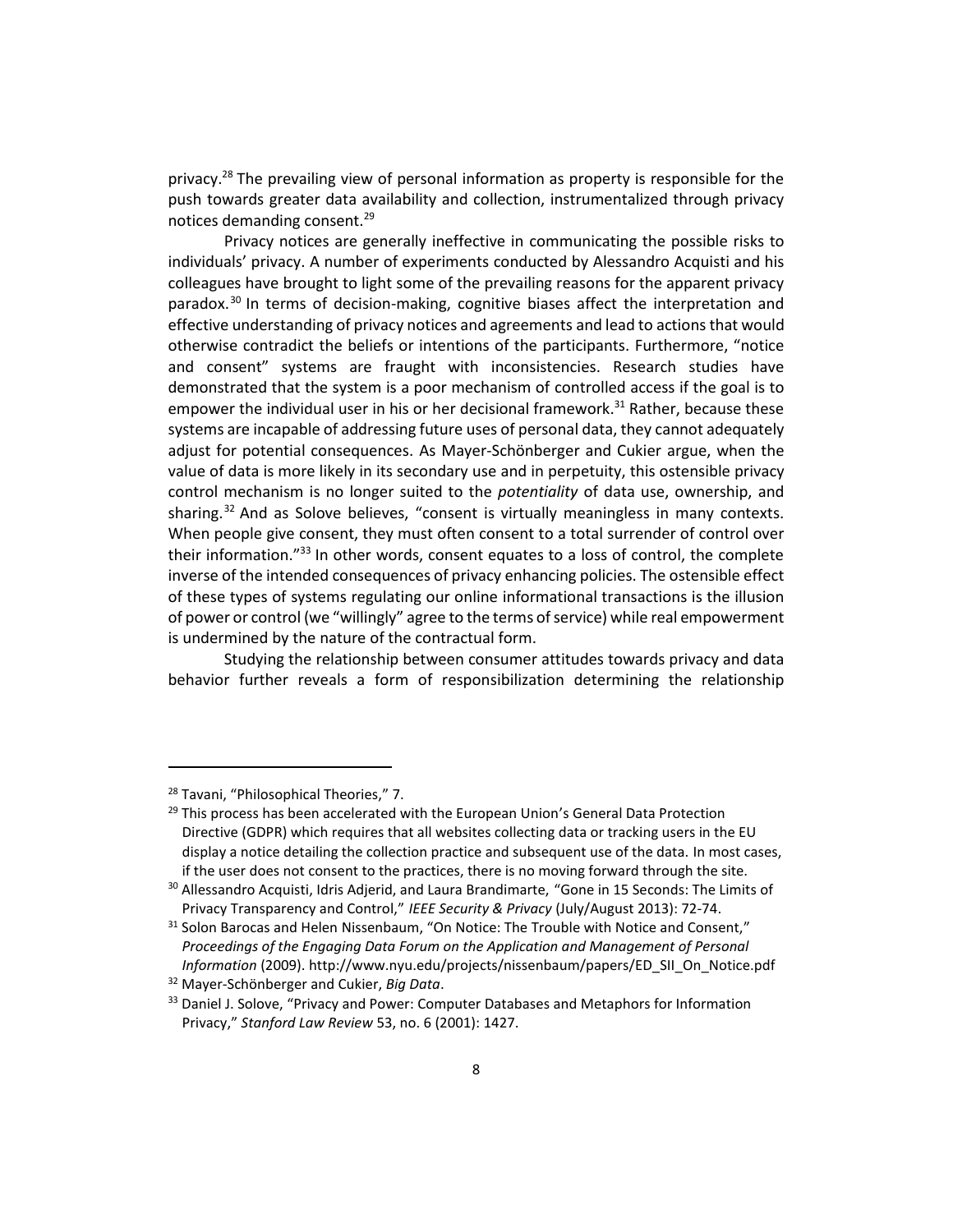privacy.[28] The prevailing view of personal information as property is responsible for the push towards greater data availability and collection, instrumentalized through privacy notices demanding consent.[29]

Privacy notices are generally ineffective in communicating the possible risks to individuals' privacy. A number of experiments conducted by Alessandro Acquisti and his colleagues have brought to light some of the prevailing reasons for the apparent privacy paradox.[30] In terms of decision-making, cognitive biases affect the interpretation and effective understanding of privacy notices and agreements and lead to actions that would otherwise contradict the beliefs or intentions of the participants. Furthermore, "notice and consent" systems are fraught with inconsistencies. Research studies have demonstrated that the system is a poor mechanism of controlled access if the goal is to empower the individual user in his or her decisional framework.[31] Rather, because these systems are incapable of addressing future uses of personal data, they cannot adequately adjust for potential consequences. As Mayer-Schönberger and Cukier argue, when the value of data is more likely in its secondary use and in perpetuity, this ostensible privacy control mechanism is no longer suited to the *potentiality* of data use, ownership, and sharing.[32] And as Solove believes, "consent is virtually meaningless in many contexts. When people give consent, they must often consent to a total surrender of control over their information."[33] In other words, consent equates to a loss of control, the complete inverse of the intended consequences of privacy enhancing policies. The ostensible effect of these types of systems regulating our online informational transactions is the illusion of power or control (we "willingly" agree to the terms of service) while real empowerment is undermined by the nature of the contractual form.

Studying the relationship between consumer attitudes towards privacy and data behavior further reveals a form of responsibilization determining the relationship

---

[28] Tavani, "Philosophical Theories," 7.

[29] This process has been accelerated with the European Union's General Data Protection Directive (GDPR) which requires that all websites collecting data or tracking users in the EU display a notice detailing the collection practice and subsequent use of the data. In most cases, if the user does not consent to the practices, there is no moving forward through the site.

[30] Allessandro Acquisti, Idris Adjerid, and Laura Brandimarte, "Gone in 15 Seconds: The Limits of Privacy Transparency and Control," *IEEE Security & Privacy* (July/August 2013): 72-74.

[31] Solon Barocas and Helen Nissenbaum, "On Notice: The Trouble with Notice and Consent," *Proceedings of the Engaging Data Forum on the Application and Management of Personal Information* (2009). http://www.nyu.edu/projects/nissenbaum/papers/ED_SII_On_Notice.pdf

[32] Mayer-Schönberger and Cukier, *Big Data*.

[33] Daniel J. Solove, "Privacy and Power: Computer Databases and Metaphors for Information Privacy," *Stanford Law Review* 53, no. 6 (2001): 1427.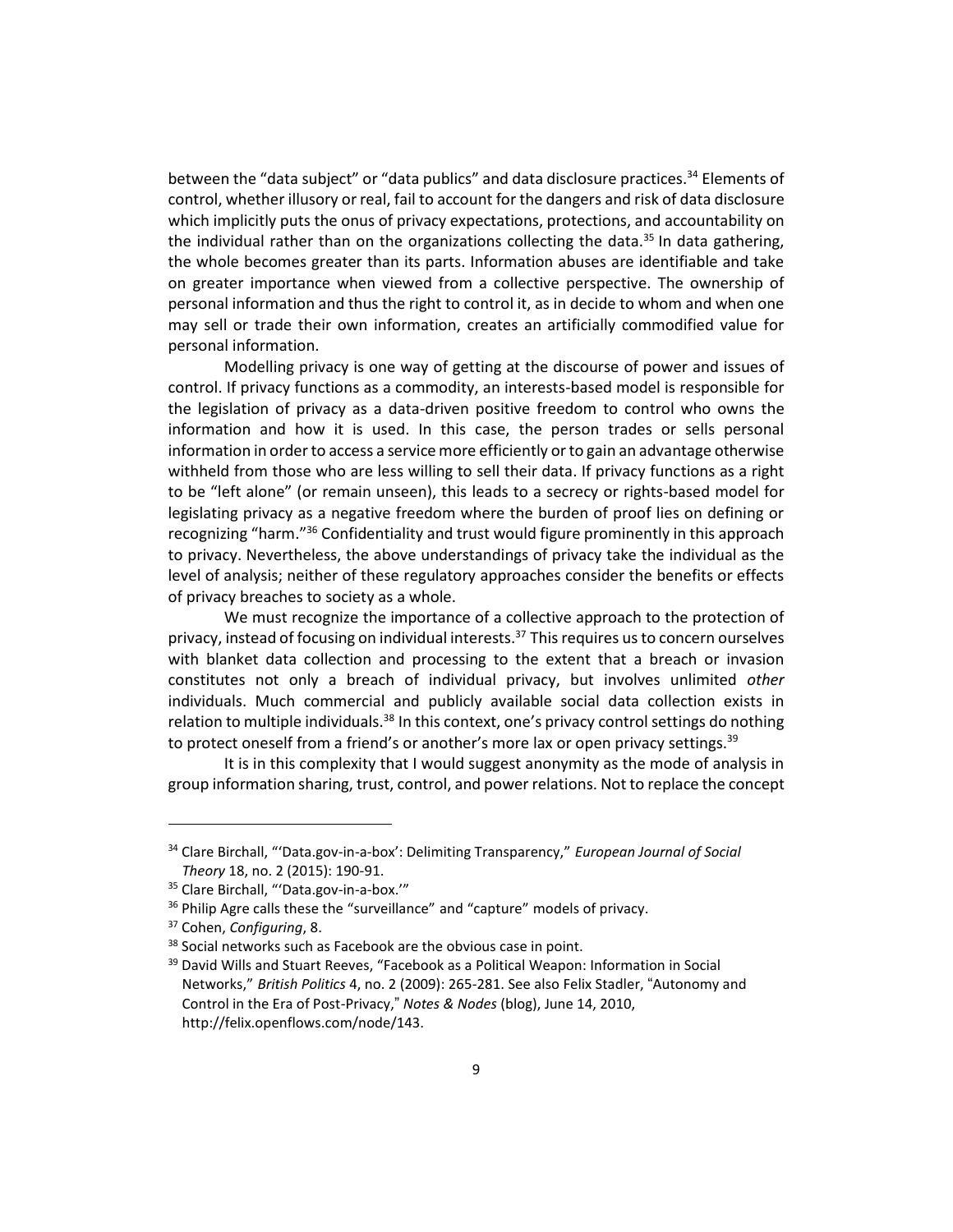between the "data subject" or "data publics" and data disclosure practices.[34] Elements of control, whether illusory or real, fail to account for the dangers and risk of data disclosure which implicitly puts the onus of privacy expectations, protections, and accountability on the individual rather than on the organizations collecting the data.[35] In data gathering, the whole becomes greater than its parts. Information abuses are identifiable and take on greater importance when viewed from a collective perspective. The ownership of personal information and thus the right to control it, as in decide to whom and when one may sell or trade their own information, creates an artificially commodified value for personal information.

Modelling privacy is one way of getting at the discourse of power and issues of control. If privacy functions as a commodity, an interests-based model is responsible for the legislation of privacy as a data-driven positive freedom to control who owns the information and how it is used. In this case, the person trades or sells personal information in order to access a service more efficiently or to gain an advantage otherwise withheld from those who are less willing to sell their data. If privacy functions as a right to be "left alone" (or remain unseen), this leads to a secrecy or rights-based model for legislating privacy as a negative freedom where the burden of proof lies on defining or recognizing "harm."[36] Confidentiality and trust would figure prominently in this approach to privacy. Nevertheless, the above understandings of privacy take the individual as the level of analysis; neither of these regulatory approaches consider the benefits or effects of privacy breaches to society as a whole.

We must recognize the importance of a collective approach to the protection of privacy, instead of focusing on individual interests.[37] This requires us to concern ourselves with blanket data collection and processing to the extent that a breach or invasion constitutes not only a breach of individual privacy, but involves unlimited *other* individuals. Much commercial and publicly available social data collection exists in relation to multiple individuals.[38] In this context, one's privacy control settings do nothing to protect oneself from a friend's or another's more lax or open privacy settings.[39]

It is in this complexity that I would suggest anonymity as the mode of analysis in group information sharing, trust, control, and power relations. Not to replace the concept

---

[34] Clare Birchall, "'Data.gov-in-a-box': Delimiting Transparency," *European Journal of Social Theory* 18, no. 2 (2015): 190-91.

[35] Clare Birchall, "'Data.gov-in-a-box.'"

[36] Philip Agre calls these the "surveillance" and "capture" models of privacy.

[37] Cohen, *Configuring*, 8.

[38] Social networks such as Facebook are the obvious case in point.

[39] David Wills and Stuart Reeves, "Facebook as a Political Weapon: Information in Social Networks," *British Politics* 4, no. 2 (2009): 265-281. See also Felix Stadler, "Autonomy and Control in the Era of Post-Privacy," *Notes & Nodes* (blog), June 14, 2010, http://felix.openflows.com/node/143.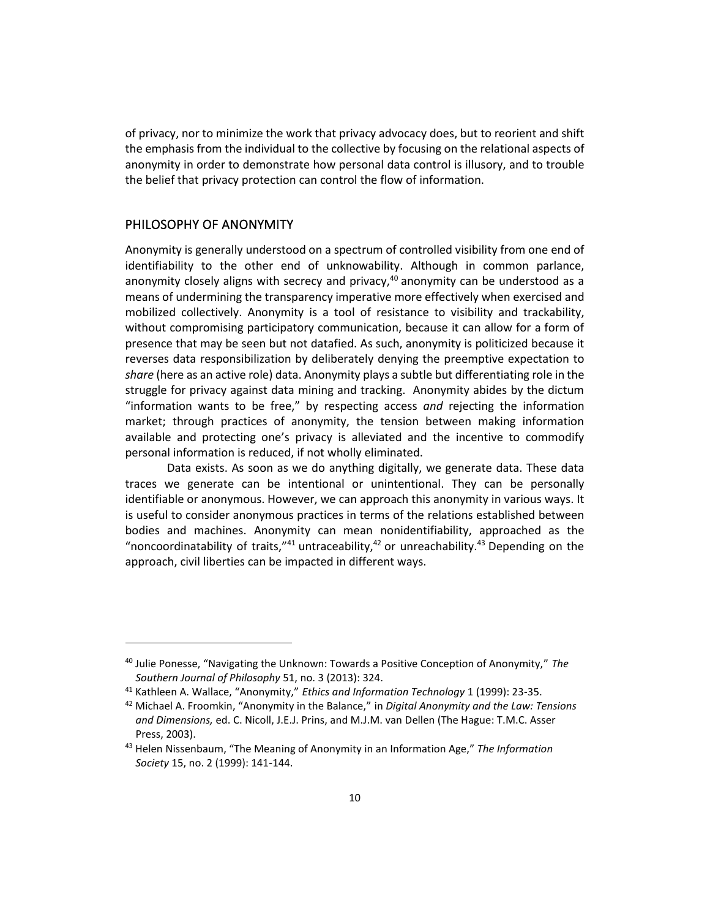of privacy, nor to minimize the work that privacy advocacy does, but to reorient and shift the emphasis from the individual to the collective by focusing on the relational aspects of anonymity in order to demonstrate how personal data control is illusory, and to trouble the belief that privacy protection can control the flow of information.

## PHILOSOPHY OF ANONYMITY

Anonymity is generally understood on a spectrum of controlled visibility from one end of identifiability to the other end of unknowability. Although in common parlance, anonymity closely aligns with secrecy and privacy,[40] anonymity can be understood as a means of undermining the transparency imperative more effectively when exercised and mobilized collectively. Anonymity is a tool of resistance to visibility and trackability, without compromising participatory communication, because it can allow for a form of presence that may be seen but not datafied. As such, anonymity is politicized because it reverses data responsibilization by deliberately denying the preemptive expectation to *share* (here as an active role) data. Anonymity plays a subtle but differentiating role in the struggle for privacy against data mining and tracking. Anonymity abides by the dictum "information wants to be free," by respecting access *and* rejecting the information market; through practices of anonymity, the tension between making information available and protecting one's privacy is alleviated and the incentive to commodify personal information is reduced, if not wholly eliminated.

Data exists. As soon as we do anything digitally, we generate data. These data traces we generate can be intentional or unintentional. They can be personally identifiable or anonymous. However, we can approach this anonymity in various ways. It is useful to consider anonymous practices in terms of the relations established between bodies and machines. Anonymity can mean nonidentifiability, approached as the "noncoordinatability of traits,"[41] untraceability,[42] or unreachability.[43] Depending on the approach, civil liberties can be impacted in different ways.

---

[40] Julie Ponesse, "Navigating the Unknown: Towards a Positive Conception of Anonymity," *The Southern Journal of Philosophy* 51, no. 3 (2013): 324.

[41] Kathleen A. Wallace, "Anonymity," *Ethics and Information Technology* 1 (1999): 23-35.

[42] Michael A. Froomkin, "Anonymity in the Balance," in *Digital Anonymity and the Law: Tensions and Dimensions,* ed. C. Nicoll, J.E.J. Prins, and M.J.M. van Dellen (The Hague: T.M.C. Asser Press, 2003).

[43] Helen Nissenbaum, "The Meaning of Anonymity in an Information Age," *The Information Society* 15, no. 2 (1999): 141-144.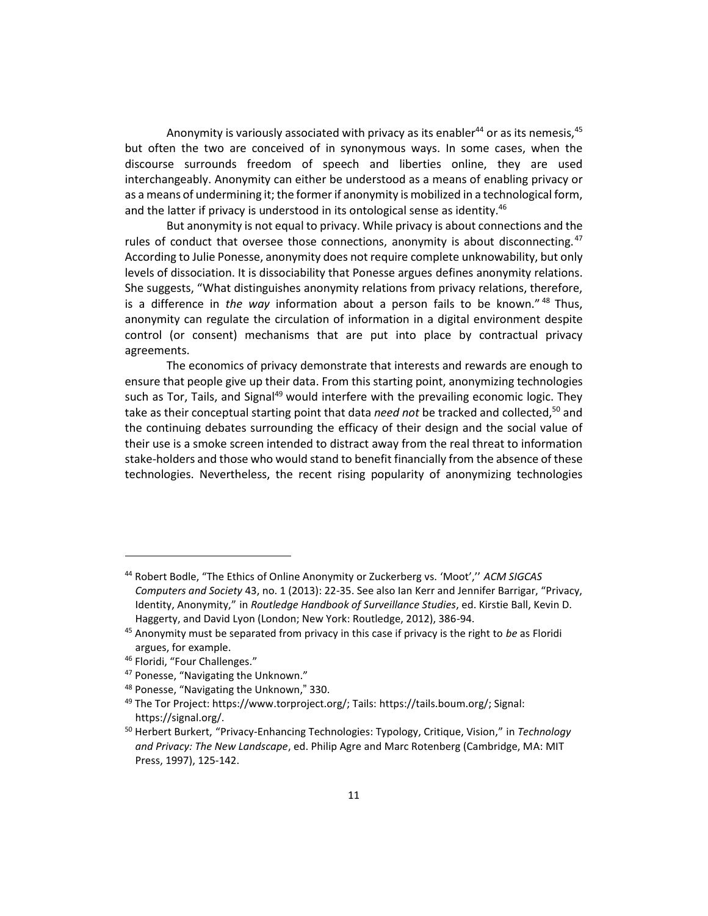Anonymity is variously associated with privacy as its enabler[44] or as its nemesis,[45] but often the two are conceived of in synonymous ways. In some cases, when the discourse surrounds freedom of speech and liberties online, they are used interchangeably. Anonymity can either be understood as a means of enabling privacy or as a means of undermining it; the former if anonymity is mobilized in a technological form, and the latter if privacy is understood in its ontological sense as identity.[46]

But anonymity is not equal to privacy. While privacy is about connections and the rules of conduct that oversee those connections, anonymity is about disconnecting.[47] According to Julie Ponesse, anonymity does not require complete unknowability, but only levels of dissociation. It is dissociability that Ponesse argues defines anonymity relations. She suggests, "What distinguishes anonymity relations from privacy relations, therefore, is a difference in *the way* information about a person fails to be known."[48] Thus, anonymity can regulate the circulation of information in a digital environment despite control (or consent) mechanisms that are put into place by contractual privacy agreements.

The economics of privacy demonstrate that interests and rewards are enough to ensure that people give up their data. From this starting point, anonymizing technologies such as Tor, Tails, and Signal[49] would interfere with the prevailing economic logic. They take as their conceptual starting point that data *need not* be tracked and collected,[50] and the continuing debates surrounding the efficacy of their design and the social value of their use is a smoke screen intended to distract away from the real threat to information stake-holders and those who would stand to benefit financially from the absence of these technologies. Nevertheless, the recent rising popularity of anonymizing technologies

---

[44] Robert Bodle, "The Ethics of Online Anonymity or Zuckerberg vs. 'Moot','' *ACM SIGCAS Computers and Society* 43, no. 1 (2013): 22-35. See also Ian Kerr and Jennifer Barrigar, "Privacy, Identity, Anonymity," in *Routledge Handbook of Surveillance Studies*, ed. Kirstie Ball, Kevin D. Haggerty, and David Lyon (London; New York: Routledge, 2012), 386-94.

[45] Anonymity must be separated from privacy in this case if privacy is the right to *be* as Floridi argues, for example.

[46] Floridi, "Four Challenges."

[47] Ponesse, "Navigating the Unknown."

[48] Ponesse, "Navigating the Unknown," 330.

[49] The Tor Project: https://www.torproject.org/; Tails: https://tails.boum.org/; Signal: https://signal.org/.

[50] Herbert Burkert, "Privacy-Enhancing Technologies: Typology, Critique, Vision," in *Technology and Privacy: The New Landscape*, ed. Philip Agre and Marc Rotenberg (Cambridge, MA: MIT Press, 1997), 125-142.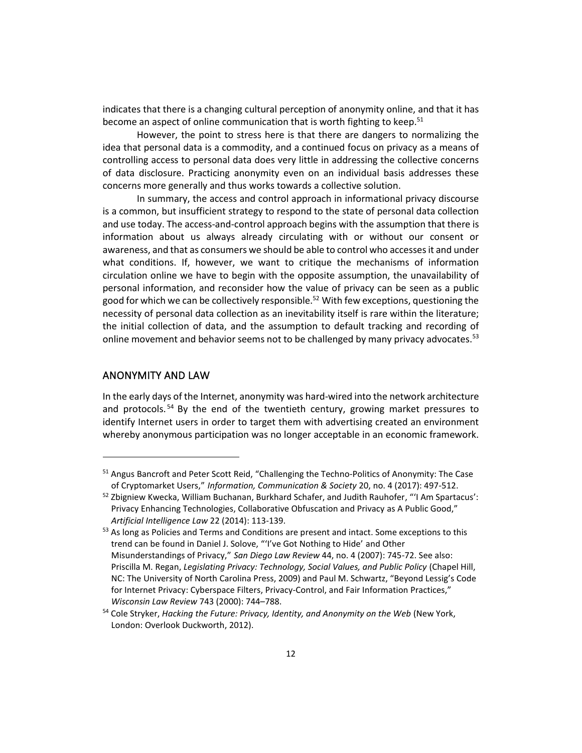indicates that there is a changing cultural perception of anonymity online, and that it has become an aspect of online communication that is worth fighting to keep.[51]

However, the point to stress here is that there are dangers to normalizing the idea that personal data is a commodity, and a continued focus on privacy as a means of controlling access to personal data does very little in addressing the collective concerns of data disclosure. Practicing anonymity even on an individual basis addresses these concerns more generally and thus works towards a collective solution.

In summary, the access and control approach in informational privacy discourse is a common, but insufficient strategy to respond to the state of personal data collection and use today. The access-and-control approach begins with the assumption that there is information about us always already circulating with or without our consent or awareness, and that as consumers we should be able to control who accesses it and under what conditions. If, however, we want to critique the mechanisms of information circulation online we have to begin with the opposite assumption, the unavailability of personal information, and reconsider how the value of privacy can be seen as a public good for which we can be collectively responsible.[52] With few exceptions, questioning the necessity of personal data collection as an inevitability itself is rare within the literature; the initial collection of data, and the assumption to default tracking and recording of online movement and behavior seems not to be challenged by many privacy advocates.[53]

## ANONYMITY AND LAW

In the early days of the Internet, anonymity was hard-wired into the network architecture and protocols.[54] By the end of the twentieth century, growing market pressures to identify Internet users in order to target them with advertising created an environment whereby anonymous participation was no longer acceptable in an economic framework.

---

[51] Angus Bancroft and Peter Scott Reid, "Challenging the Techno-Politics of Anonymity: The Case of Cryptomarket Users," *Information, Communication & Society* 20, no. 4 (2017): 497-512.

[52] Zbigniew Kwecka, William Buchanan, Burkhard Schafer, and Judith Rauhofer, "'I Am Spartacus': Privacy Enhancing Technologies, Collaborative Obfuscation and Privacy as A Public Good," *Artificial Intelligence Law* 22 (2014): 113-139.

[53] As long as Policies and Terms and Conditions are present and intact. Some exceptions to this trend can be found in Daniel J. Solove, "'I've Got Nothing to Hide' and Other Misunderstandings of Privacy," *San Diego Law Review* 44, no. 4 (2007): 745-72. See also: Priscilla M. Regan, *Legislating Privacy: Technology, Social Values, and Public Policy* (Chapel Hill, NC: The University of North Carolina Press, 2009) and Paul M. Schwartz, "Beyond Lessig's Code for Internet Privacy: Cyberspace Filters, Privacy-Control, and Fair Information Practices," *Wisconsin Law Review* 743 (2000): 744–788.

[54] Cole Stryker, *Hacking the Future: Privacy, Identity, and Anonymity on the Web* (New York, London: Overlook Duckworth, 2012).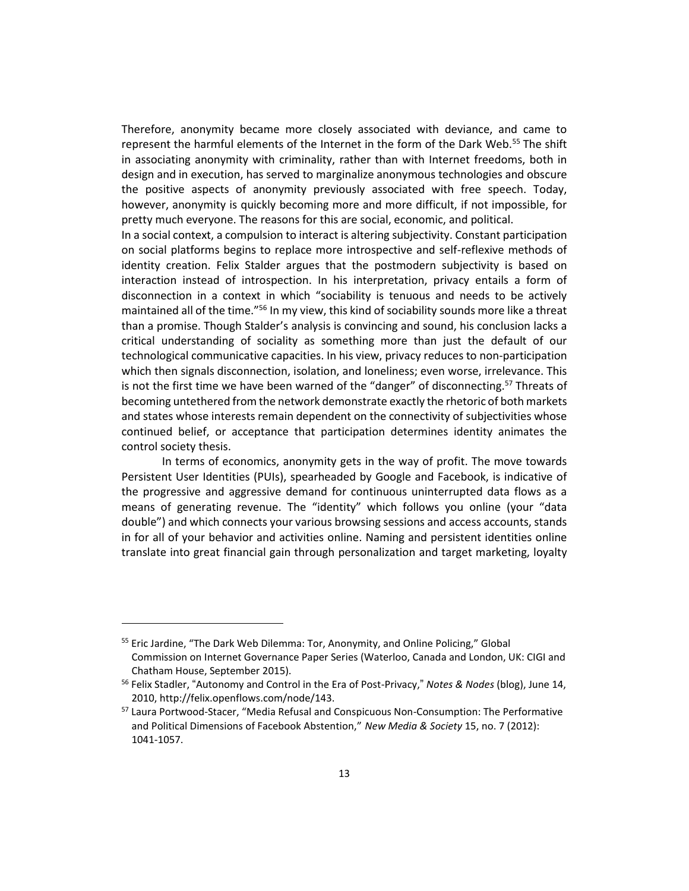Therefore, anonymity became more closely associated with deviance, and came to represent the harmful elements of the Internet in the form of the Dark Web.[55] The shift in associating anonymity with criminality, rather than with Internet freedoms, both in design and in execution, has served to marginalize anonymous technologies and obscure the positive aspects of anonymity previously associated with free speech. Today, however, anonymity is quickly becoming more and more difficult, if not impossible, for pretty much everyone. The reasons for this are social, economic, and political.

In a social context, a compulsion to interact is altering subjectivity. Constant participation on social platforms begins to replace more introspective and self-reflexive methods of identity creation. Felix Stalder argues that the postmodern subjectivity is based on interaction instead of introspection. In his interpretation, privacy entails a form of disconnection in a context in which "sociability is tenuous and needs to be actively maintained all of the time."[56] In my view, this kind of sociability sounds more like a threat than a promise. Though Stalder's analysis is convincing and sound, his conclusion lacks a critical understanding of sociality as something more than just the default of our technological communicative capacities. In his view, privacy reduces to non-participation which then signals disconnection, isolation, and loneliness; even worse, irrelevance. This is not the first time we have been warned of the "danger" of disconnecting.[57] Threats of becoming untethered from the network demonstrate exactly the rhetoric of both markets and states whose interests remain dependent on the connectivity of subjectivities whose continued belief, or acceptance that participation determines identity animates the control society thesis.

In terms of economics, anonymity gets in the way of profit. The move towards Persistent User Identities (PUIs), spearheaded by Google and Facebook, is indicative of the progressive and aggressive demand for continuous uninterrupted data flows as a means of generating revenue. The "identity" which follows you online (your "data double") and which connects your various browsing sessions and access accounts, stands in for all of your behavior and activities online. Naming and persistent identities online translate into great financial gain through personalization and target marketing, loyalty

---

[55] Eric Jardine, "The Dark Web Dilemma: Tor, Anonymity, and Online Policing," Global Commission on Internet Governance Paper Series (Waterloo, Canada and London, UK: CIGI and Chatham House, September 2015).

[56] Felix Stadler, "Autonomy and Control in the Era of Post-Privacy," *Notes & Nodes* (blog), June 14, 2010, http://felix.openflows.com/node/143.

[57] Laura Portwood-Stacer, "Media Refusal and Conspicuous Non-Consumption: The Performative and Political Dimensions of Facebook Abstention," *New Media & Society* 15, no. 7 (2012): 1041-1057.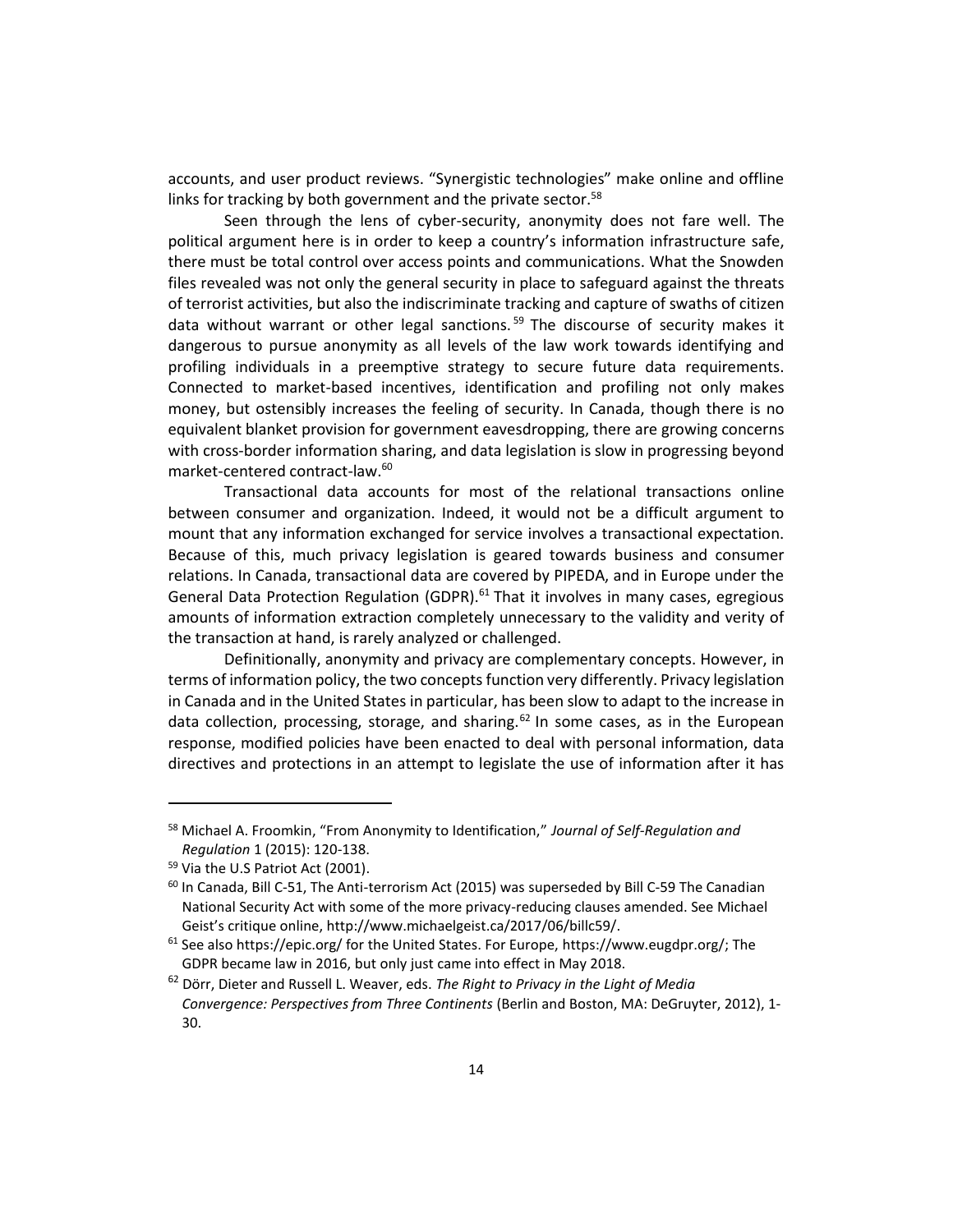accounts, and user product reviews. "Synergistic technologies" make online and offline links for tracking by both government and the private sector.[58]

Seen through the lens of cyber-security, anonymity does not fare well. The political argument here is in order to keep a country's information infrastructure safe, there must be total control over access points and communications. What the Snowden files revealed was not only the general security in place to safeguard against the threats of terrorist activities, but also the indiscriminate tracking and capture of swaths of citizen data without warrant or other legal sanctions.[59] The discourse of security makes it dangerous to pursue anonymity as all levels of the law work towards identifying and profiling individuals in a preemptive strategy to secure future data requirements. Connected to market-based incentives, identification and profiling not only makes money, but ostensibly increases the feeling of security. In Canada, though there is no equivalent blanket provision for government eavesdropping, there are growing concerns with cross-border information sharing, and data legislation is slow in progressing beyond market-centered contract-law.[60]

Transactional data accounts for most of the relational transactions online between consumer and organization. Indeed, it would not be a difficult argument to mount that any information exchanged for service involves a transactional expectation. Because of this, much privacy legislation is geared towards business and consumer relations. In Canada, transactional data are covered by PIPEDA, and in Europe under the General Data Protection Regulation (GDPR).[61] That it involves in many cases, egregious amounts of information extraction completely unnecessary to the validity and verity of the transaction at hand, is rarely analyzed or challenged.

Definitionally, anonymity and privacy are complementary concepts. However, in terms of information policy, the two concepts function very differently. Privacy legislation in Canada and in the United States in particular, has been slow to adapt to the increase in data collection, processing, storage, and sharing.[62] In some cases, as in the European response, modified policies have been enacted to deal with personal information, data directives and protections in an attempt to legislate the use of information after it has

---

[58] Michael A. Froomkin, "From Anonymity to Identification," *Journal of Self-Regulation and Regulation* 1 (2015): 120-138.

[59] Via the U.S Patriot Act (2001).

[60] In Canada, Bill C-51, The Anti-terrorism Act (2015) was superseded by Bill C-59 The Canadian National Security Act with some of the more privacy-reducing clauses amended. See Michael Geist's critique online, http://www.michaelgeist.ca/2017/06/billc59/.

[61] See also https://epic.org/ for the United States. For Europe, https://www.eugdpr.org/; The GDPR became law in 2016, but only just came into effect in May 2018.

[62] Dörr, Dieter and Russell L. Weaver, eds. *The Right to Privacy in the Light of Media Convergence: Perspectives from Three Continents* (Berlin and Boston, MA: DeGruyter, 2012), 1-30.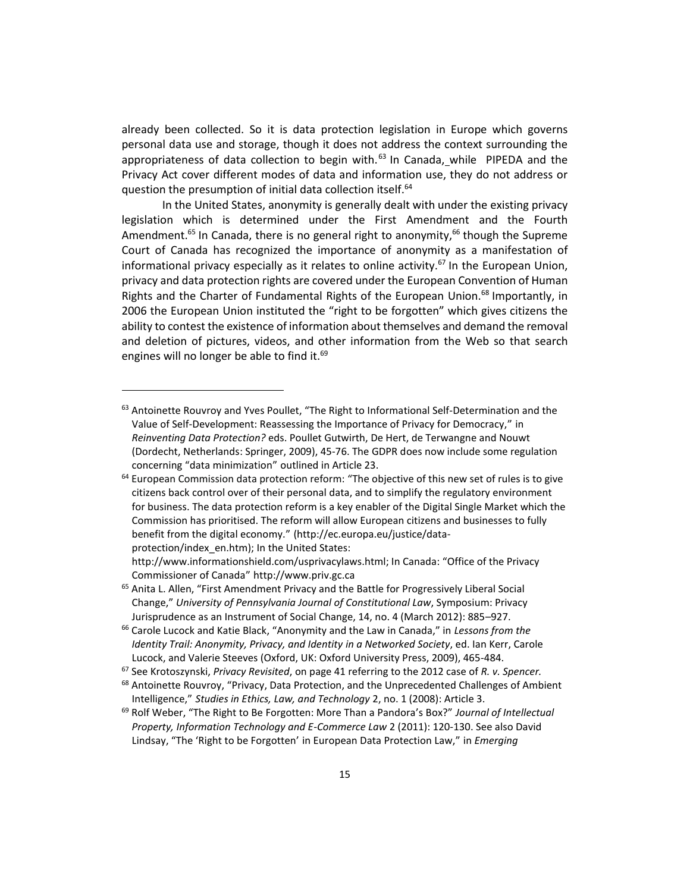already been collected. So it is data protection legislation in Europe which governs personal data use and storage, though it does not address the context surrounding the appropriateness of data collection to begin with.[63] In Canada, while PIPEDA and the Privacy Act cover different modes of data and information use, they do not address or question the presumption of initial data collection itself.[64]

In the United States, anonymity is generally dealt with under the existing privacy legislation which is determined under the First Amendment and the Fourth Amendment.[65] In Canada, there is no general right to anonymity,[66] though the Supreme Court of Canada has recognized the importance of anonymity as a manifestation of informational privacy especially as it relates to online activity.[67] In the European Union, privacy and data protection rights are covered under the European Convention of Human Rights and the Charter of Fundamental Rights of the European Union.[68] Importantly, in 2006 the European Union instituted the "right to be forgotten" which gives citizens the ability to contest the existence of information about themselves and demand the removal and deletion of pictures, videos, and other information from the Web so that search engines will no longer be able to find it.[69]

---

[63] Antoinette Rouvroy and Yves Poullet, "The Right to Informational Self-Determination and the Value of Self-Development: Reassessing the Importance of Privacy for Democracy," in *Reinventing Data Protection?* eds. Poullet Gutwirth, De Hert, de Terwangne and Nouwt (Dordecht, Netherlands: Springer, 2009), 45-76. The GDPR does now include some regulation concerning "data minimization" outlined in Article 23.

[64] European Commission data protection reform: "The objective of this new set of rules is to give citizens back control over of their personal data, and to simplify the regulatory environment for business. The data protection reform is a key enabler of the Digital Single Market which the Commission has prioritised. The reform will allow European citizens and businesses to fully benefit from the digital economy." (http://ec.europa.eu/justice/data-protection/index_en.htm); In the United States: http://www.informationshield.com/usprivacylaws.html; In Canada: "Office of the Privacy Commissioner of Canada" http://www.priv.gc.ca

[65] Anita L. Allen, "First Amendment Privacy and the Battle for Progressively Liberal Social Change," *University of Pennsylvania Journal of Constitutional Law*, Symposium: Privacy Jurisprudence as an Instrument of Social Change, 14, no. 4 (March 2012): 885–927.

[66] Carole Lucock and Katie Black, "Anonymity and the Law in Canada," in *Lessons from the Identity Trail: Anonymity, Privacy, and Identity in a Networked Society*, ed. Ian Kerr, Carole Lucock, and Valerie Steeves (Oxford, UK: Oxford University Press, 2009), 465-484.

[67] See Krotoszynski, *Privacy Revisited*, on page 41 referring to the 2012 case of *R. v. Spencer.*

[68] Antoinette Rouvroy, "Privacy, Data Protection, and the Unprecedented Challenges of Ambient Intelligence," *Studies in Ethics, Law, and Technology* 2, no. 1 (2008): Article 3.

[69] Rolf Weber, "The Right to Be Forgotten: More Than a Pandora's Box?" *Journal of Intellectual Property, Information Technology and E-Commerce Law* 2 (2011): 120-130. See also David Lindsay, "The 'Right to be Forgotten' in European Data Protection Law," in *Emerging*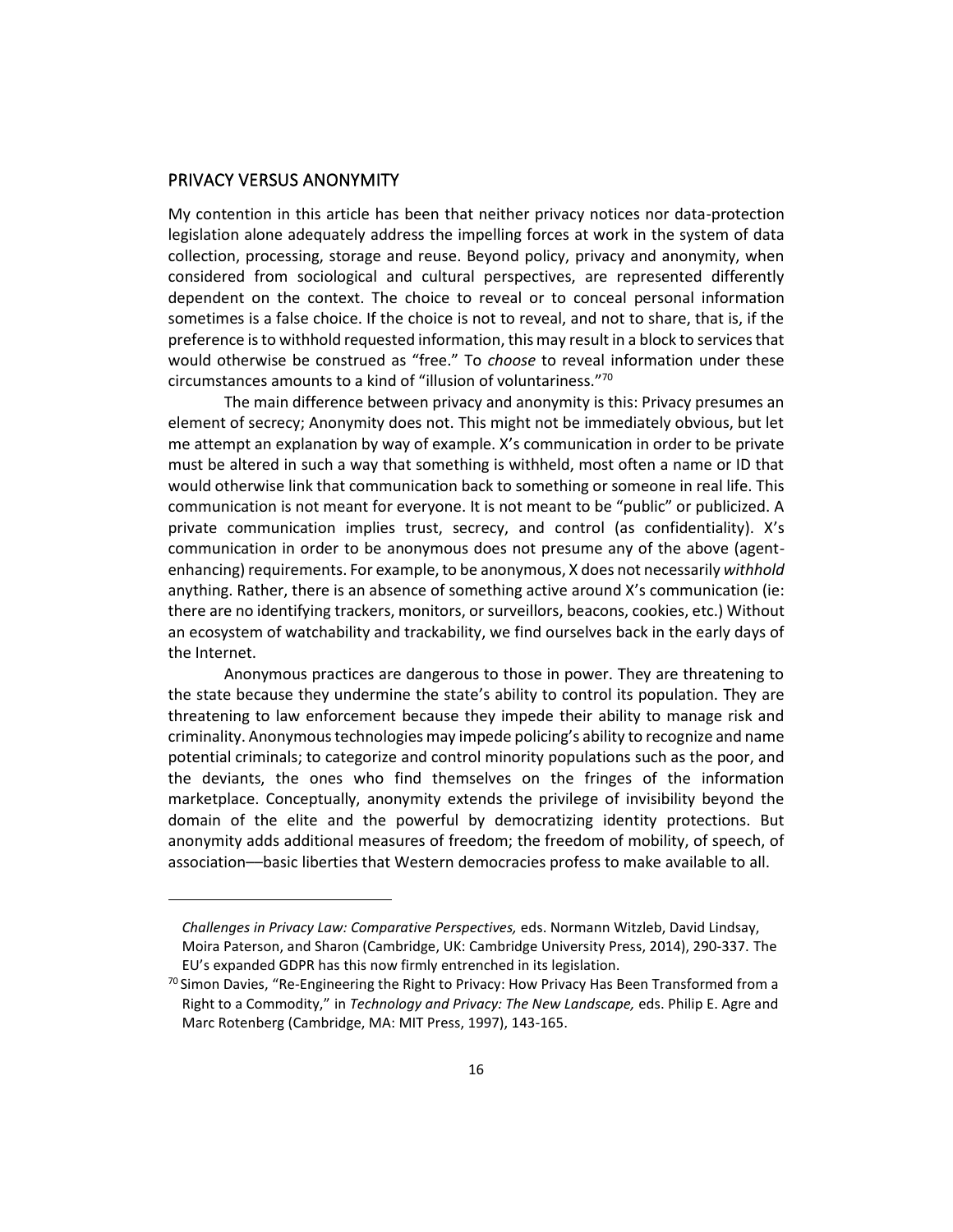## PRIVACY VERSUS ANONYMITY

My contention in this article has been that neither privacy notices nor data-protection legislation alone adequately address the impelling forces at work in the system of data collection, processing, storage and reuse. Beyond policy, privacy and anonymity, when considered from sociological and cultural perspectives, are represented differently dependent on the context. The choice to reveal or to conceal personal information sometimes is a false choice. If the choice is not to reveal, and not to share, that is, if the preference is to withhold requested information, this may result in a block to services that would otherwise be construed as "free." To *choose* to reveal information under these circumstances amounts to a kind of "illusion of voluntariness."[70]

The main difference between privacy and anonymity is this: Privacy presumes an element of secrecy; Anonymity does not. This might not be immediately obvious, but let me attempt an explanation by way of example. X's communication in order to be private must be altered in such a way that something is withheld, most often a name or ID that would otherwise link that communication back to something or someone in real life. This communication is not meant for everyone. It is not meant to be "public" or publicized. A private communication implies trust, secrecy, and control (as confidentiality). X's communication in order to be anonymous does not presume any of the above (agent-enhancing) requirements. For example, to be anonymous, X does not necessarily *withhold* anything. Rather, there is an absence of something active around X's communication (ie: there are no identifying trackers, monitors, or surveillors, beacons, cookies, etc.) Without an ecosystem of watchability and trackability, we find ourselves back in the early days of the Internet.

Anonymous practices are dangerous to those in power. They are threatening to the state because they undermine the state's ability to control its population. They are threatening to law enforcement because they impede their ability to manage risk and criminality. Anonymous technologies may impede policing's ability to recognize and name potential criminals; to categorize and control minority populations such as the poor, and the deviants, the ones who find themselves on the fringes of the information marketplace. Conceptually, anonymity extends the privilege of invisibility beyond the domain of the elite and the powerful by democratizing identity protections. But anonymity adds additional measures of freedom; the freedom of mobility, of speech, of association—basic liberties that Western democracies profess to make available to all.

---

*Challenges in Privacy Law: Comparative Perspectives,* eds. Normann Witzleb, David Lindsay, Moira Paterson, and Sharon (Cambridge, UK: Cambridge University Press, 2014), 290-337. The EU's expanded GDPR has this now firmly entrenched in its legislation.

[70] Simon Davies, "Re-Engineering the Right to Privacy: How Privacy Has Been Transformed from a Right to a Commodity," in *Technology and Privacy: The New Landscape,* eds. Philip E. Agre and Marc Rotenberg (Cambridge, MA: MIT Press, 1997), 143-165.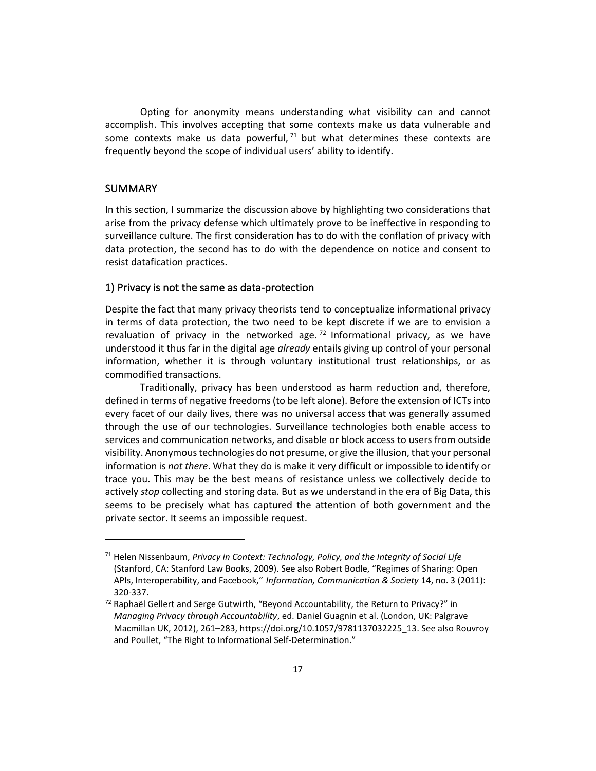Opting for anonymity means understanding what visibility can and cannot accomplish. This involves accepting that some contexts make us data vulnerable and some contexts make us data powerful,[71] but what determines these contexts are frequently beyond the scope of individual users' ability to identify.

## SUMMARY

In this section, I summarize the discussion above by highlighting two considerations that arise from the privacy defense which ultimately prove to be ineffective in responding to surveillance culture. The first consideration has to do with the conflation of privacy with data protection, the second has to do with the dependence on notice and consent to resist datafication practices.

### 1) Privacy is not the same as data-protection

Despite the fact that many privacy theorists tend to conceptualize informational privacy in terms of data protection, the two need to be kept discrete if we are to envision a revaluation of privacy in the networked age.[72] Informational privacy, as we have understood it thus far in the digital age *already* entails giving up control of your personal information, whether it is through voluntary institutional trust relationships, or as commodified transactions.

Traditionally, privacy has been understood as harm reduction and, therefore, defined in terms of negative freedoms (to be left alone). Before the extension of ICTs into every facet of our daily lives, there was no universal access that was generally assumed through the use of our technologies. Surveillance technologies both enable access to services and communication networks, and disable or block access to users from outside visibility. Anonymous technologies do not presume, or give the illusion, that your personal information is *not there*. What they do is make it very difficult or impossible to identify or trace you. This may be the best means of resistance unless we collectively decide to actively *stop* collecting and storing data. But as we understand in the era of Big Data, this seems to be precisely what has captured the attention of both government and the private sector. It seems an impossible request.

---

[71] Helen Nissenbaum, *Privacy in Context: Technology, Policy, and the Integrity of Social Life* (Stanford, CA: Stanford Law Books, 2009). See also Robert Bodle, "Regimes of Sharing: Open APIs, Interoperability, and Facebook," *Information, Communication & Society* 14, no. 3 (2011): 320-337.

[72] Raphaël Gellert and Serge Gutwirth, "Beyond Accountability, the Return to Privacy?" in *Managing Privacy through Accountability*, ed. Daniel Guagnin et al. (London, UK: Palgrave Macmillan UK, 2012), 261–283, https://doi.org/10.1057/9781137032225_13. See also Rouvroy and Poullet, "The Right to Informational Self-Determination."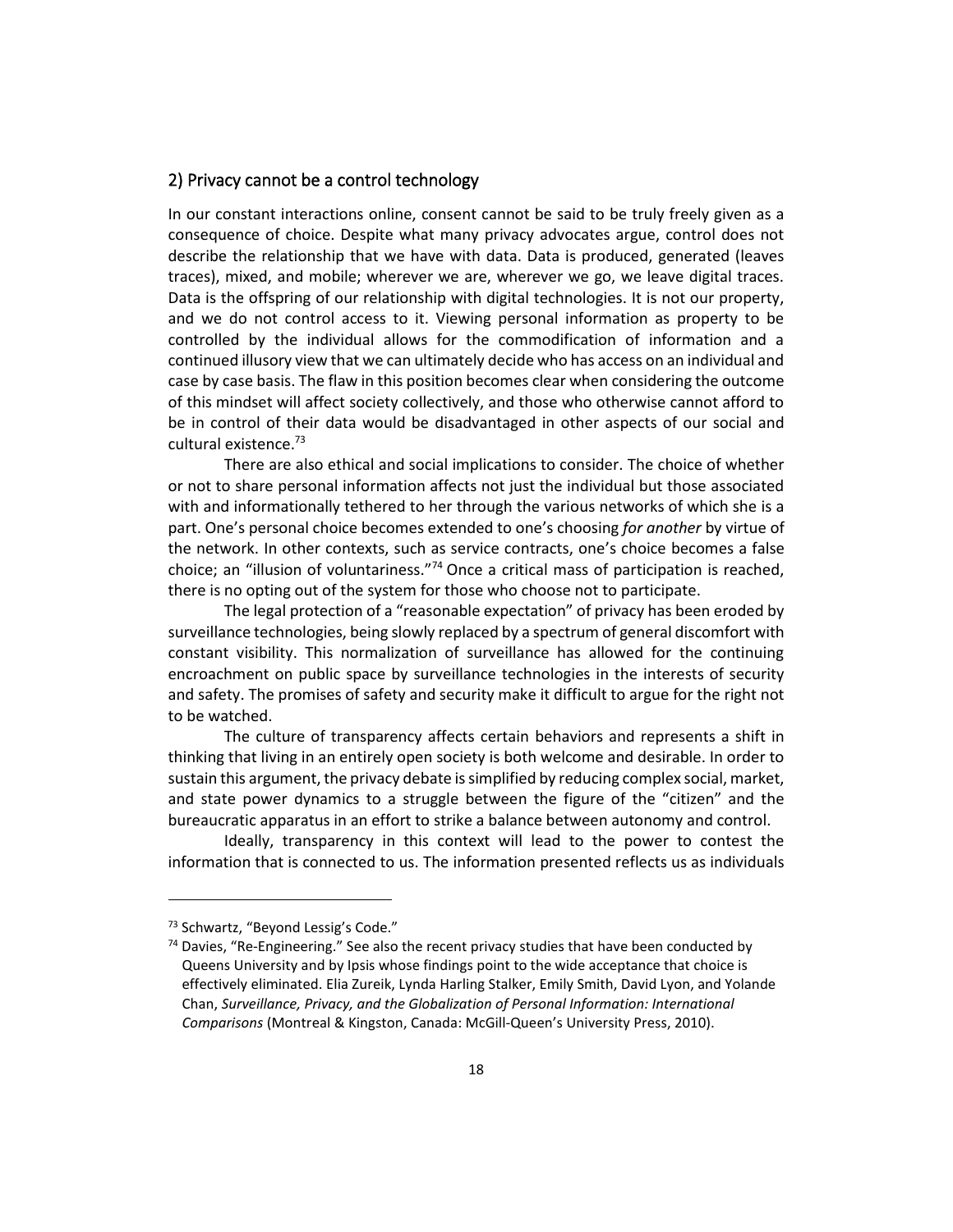## 2) Privacy cannot be a control technology

In our constant interactions online, consent cannot be said to be truly freely given as a consequence of choice. Despite what many privacy advocates argue, control does not describe the relationship that we have with data. Data is produced, generated (leaves traces), mixed, and mobile; wherever we are, wherever we go, we leave digital traces. Data is the offspring of our relationship with digital technologies. It is not our property, and we do not control access to it. Viewing personal information as property to be controlled by the individual allows for the commodification of information and a continued illusory view that we can ultimately decide who has access on an individual and case by case basis. The flaw in this position becomes clear when considering the outcome of this mindset will affect society collectively, and those who otherwise cannot afford to be in control of their data would be disadvantaged in other aspects of our social and cultural existence.[73]

There are also ethical and social implications to consider. The choice of whether or not to share personal information affects not just the individual but those associated with and informationally tethered to her through the various networks of which she is a part. One's personal choice becomes extended to one's choosing *for another* by virtue of the network. In other contexts, such as service contracts, one's choice becomes a false choice; an "illusion of voluntariness."[74] Once a critical mass of participation is reached, there is no opting out of the system for those who choose not to participate.

The legal protection of a "reasonable expectation" of privacy has been eroded by surveillance technologies, being slowly replaced by a spectrum of general discomfort with constant visibility. This normalization of surveillance has allowed for the continuing encroachment on public space by surveillance technologies in the interests of security and safety. The promises of safety and security make it difficult to argue for the right not to be watched.

The culture of transparency affects certain behaviors and represents a shift in thinking that living in an entirely open society is both welcome and desirable. In order to sustain this argument, the privacy debate is simplified by reducing complex social, market, and state power dynamics to a struggle between the figure of the "citizen" and the bureaucratic apparatus in an effort to strike a balance between autonomy and control.

Ideally, transparency in this context will lead to the power to contest the information that is connected to us. The information presented reflects us as individuals

---

[73] Schwartz, "Beyond Lessig's Code."

[74] Davies, "Re-Engineering." See also the recent privacy studies that have been conducted by Queens University and by Ipsis whose findings point to the wide acceptance that choice is effectively eliminated. Elia Zureik, Lynda Harling Stalker, Emily Smith, David Lyon, and Yolande Chan, *Surveillance, Privacy, and the Globalization of Personal Information: International Comparisons* (Montreal & Kingston, Canada: McGill-Queen's University Press, 2010).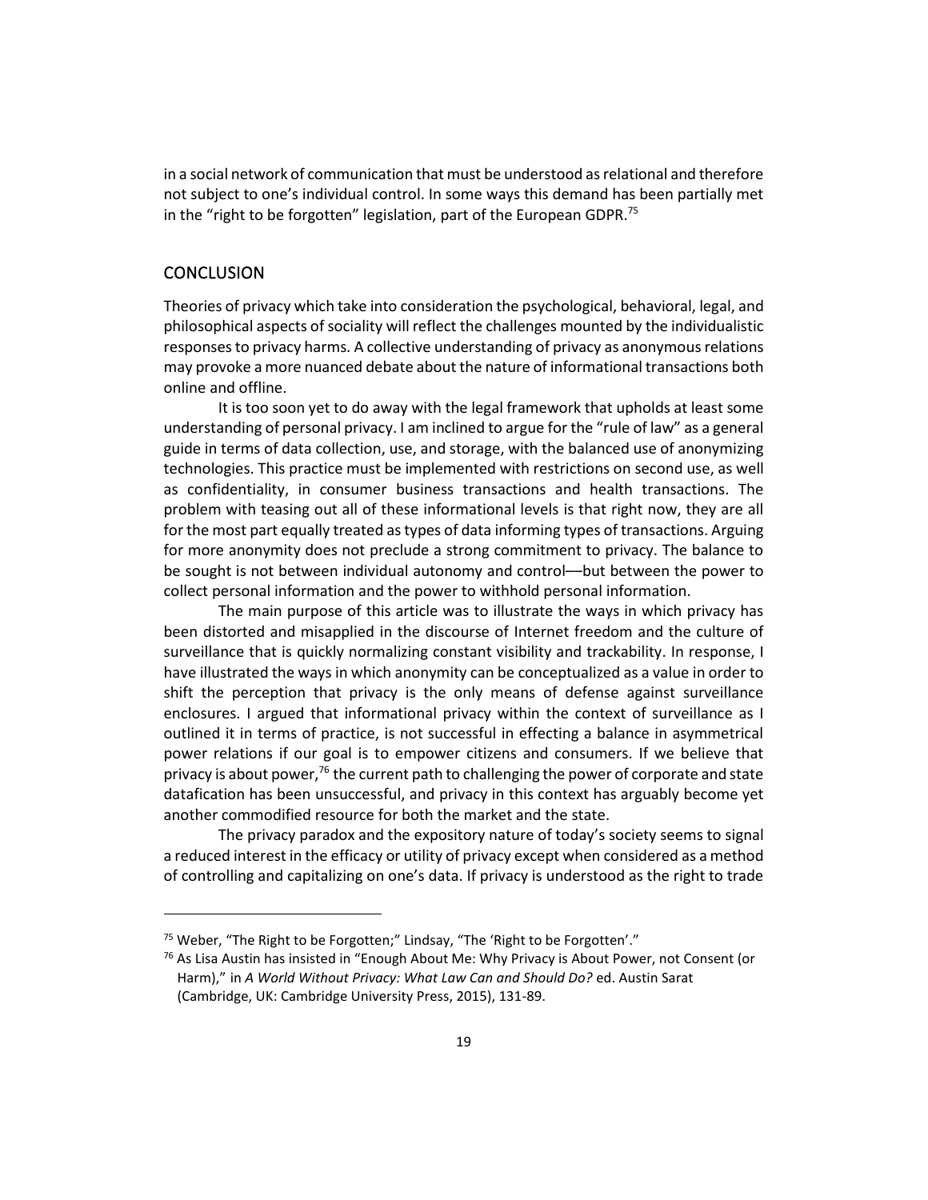in a social network of communication that must be understood as relational and therefore not subject to one's individual control. In some ways this demand has been partially met in the "right to be forgotten" legislation, part of the European GDPR.[75]

## CONCLUSION

Theories of privacy which take into consideration the psychological, behavioral, legal, and philosophical aspects of sociality will reflect the challenges mounted by the individualistic responses to privacy harms. A collective understanding of privacy as anonymous relations may provoke a more nuanced debate about the nature of informational transactions both online and offline.

It is too soon yet to do away with the legal framework that upholds at least some understanding of personal privacy. I am inclined to argue for the "rule of law" as a general guide in terms of data collection, use, and storage, with the balanced use of anonymizing technologies. This practice must be implemented with restrictions on second use, as well as confidentiality, in consumer business transactions and health transactions. The problem with teasing out all of these informational levels is that right now, they are all for the most part equally treated as types of data informing types of transactions. Arguing for more anonymity does not preclude a strong commitment to privacy. The balance to be sought is not between individual autonomy and control—but between the power to collect personal information and the power to withhold personal information.

The main purpose of this article was to illustrate the ways in which privacy has been distorted and misapplied in the discourse of Internet freedom and the culture of surveillance that is quickly normalizing constant visibility and trackability. In response, I have illustrated the ways in which anonymity can be conceptualized as a value in order to shift the perception that privacy is the only means of defense against surveillance enclosures. I argued that informational privacy within the context of surveillance as I outlined it in terms of practice, is not successful in effecting a balance in asymmetrical power relations if our goal is to empower citizens and consumers. If we believe that privacy is about power,[76] the current path to challenging the power of corporate and state datafication has been unsuccessful, and privacy in this context has arguably become yet another commodified resource for both the market and the state.

The privacy paradox and the expository nature of today's society seems to signal a reduced interest in the efficacy or utility of privacy except when considered as a method of controlling and capitalizing on one's data. If privacy is understood as the right to trade

---

[75] Weber, "The Right to be Forgotten;" Lindsay, "The 'Right to be Forgotten'."

[76] As Lisa Austin has insisted in "Enough About Me: Why Privacy is About Power, not Consent (or Harm)," in *A World Without Privacy: What Law Can and Should Do?* ed. Austin Sarat (Cambridge, UK: Cambridge University Press, 2015), 131-89.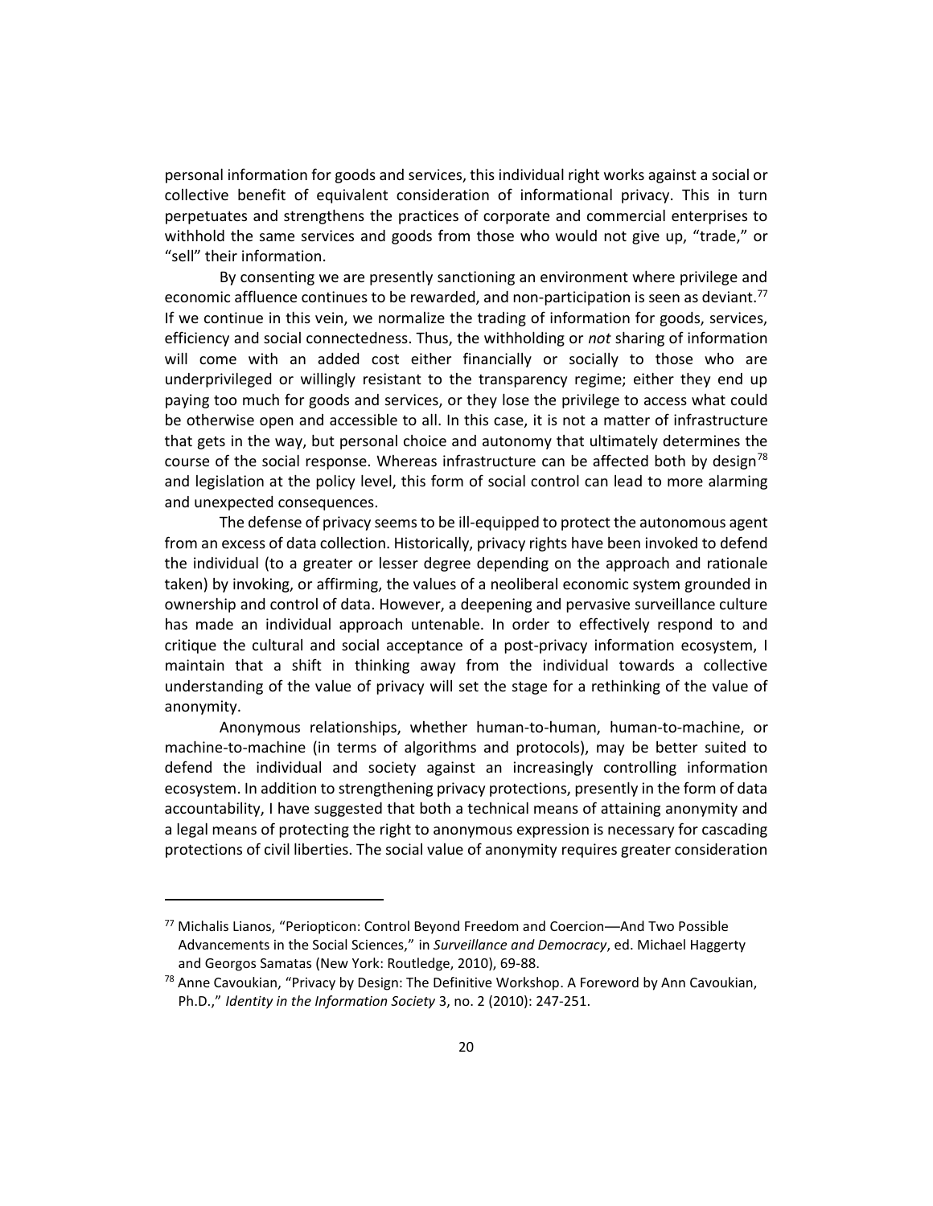personal information for goods and services, this individual right works against a social or collective benefit of equivalent consideration of informational privacy. This in turn perpetuates and strengthens the practices of corporate and commercial enterprises to withhold the same services and goods from those who would not give up, "trade," or "sell" their information.

By consenting we are presently sanctioning an environment where privilege and economic affluence continues to be rewarded, and non-participation is seen as deviant.[77] If we continue in this vein, we normalize the trading of information for goods, services, efficiency and social connectedness. Thus, the withholding or *not* sharing of information will come with an added cost either financially or socially to those who are underprivileged or willingly resistant to the transparency regime; either they end up paying too much for goods and services, or they lose the privilege to access what could be otherwise open and accessible to all. In this case, it is not a matter of infrastructure that gets in the way, but personal choice and autonomy that ultimately determines the course of the social response. Whereas infrastructure can be affected both by design[78] and legislation at the policy level, this form of social control can lead to more alarming and unexpected consequences.

The defense of privacy seems to be ill-equipped to protect the autonomous agent from an excess of data collection. Historically, privacy rights have been invoked to defend the individual (to a greater or lesser degree depending on the approach and rationale taken) by invoking, or affirming, the values of a neoliberal economic system grounded in ownership and control of data. However, a deepening and pervasive surveillance culture has made an individual approach untenable. In order to effectively respond to and critique the cultural and social acceptance of a post-privacy information ecosystem, I maintain that a shift in thinking away from the individual towards a collective understanding of the value of privacy will set the stage for a rethinking of the value of anonymity.

Anonymous relationships, whether human-to-human, human-to-machine, or machine-to-machine (in terms of algorithms and protocols), may be better suited to defend the individual and society against an increasingly controlling information ecosystem. In addition to strengthening privacy protections, presently in the form of data accountability, I have suggested that both a technical means of attaining anonymity and a legal means of protecting the right to anonymous expression is necessary for cascading protections of civil liberties. The social value of anonymity requires greater consideration

---

[77] Michalis Lianos, "Periopticon: Control Beyond Freedom and Coercion—And Two Possible Advancements in the Social Sciences," in *Surveillance and Democracy*, ed. Michael Haggerty and Georgos Samatas (New York: Routledge, 2010), 69-88.

[78] Anne Cavoukian, "Privacy by Design: The Definitive Workshop. A Foreword by Ann Cavoukian, Ph.D.," *Identity in the Information Society* 3, no. 2 (2010): 247-251.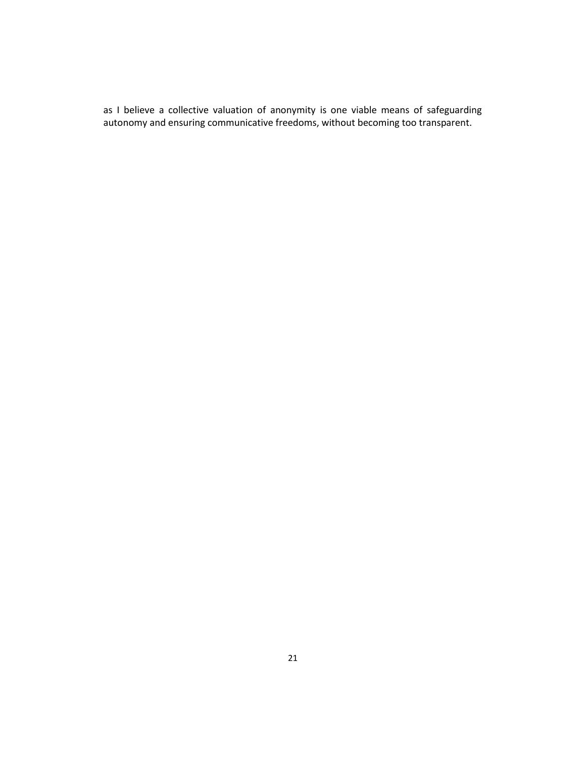as I believe a collective valuation of anonymity is one viable means of safeguarding autonomy and ensuring communicative freedoms, without becoming too transparent.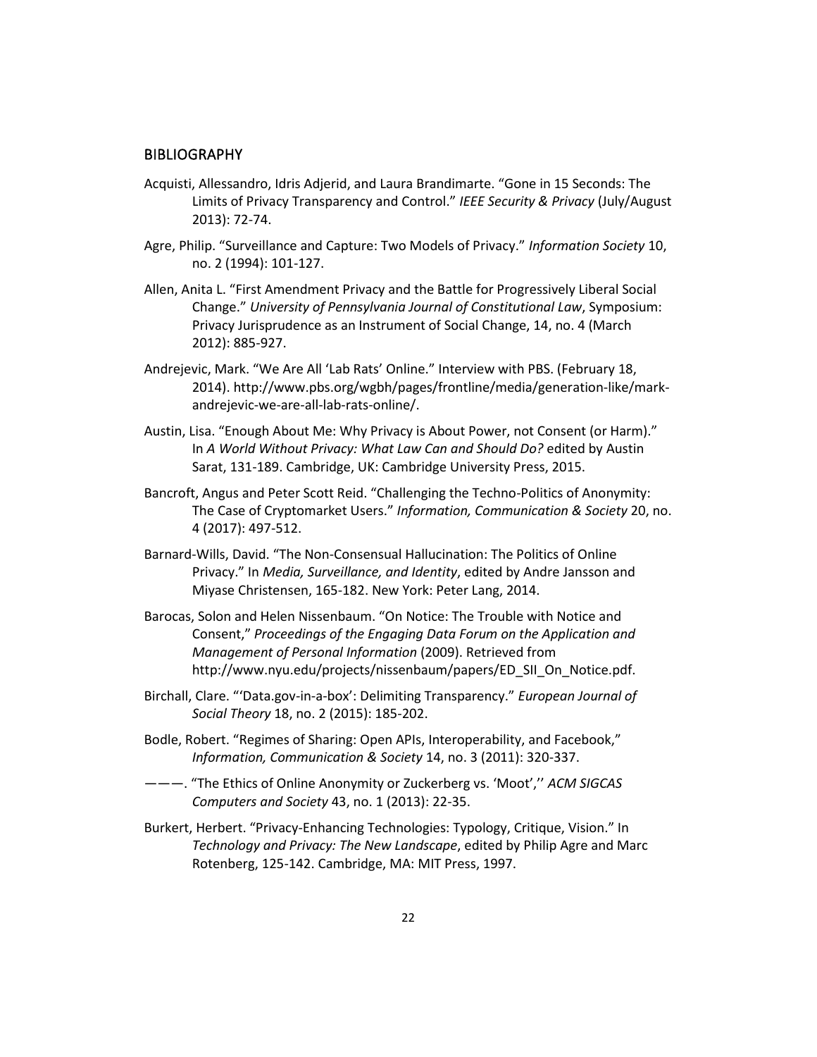## BIBLIOGRAPHY

Acquisti, Allessandro, Idris Adjerid, and Laura Brandimarte. "Gone in 15 Seconds: The Limits of Privacy Transparency and Control." *IEEE Security & Privacy* (July/August 2013): 72-74.

Agre, Philip. "Surveillance and Capture: Two Models of Privacy." *Information Society* 10, no. 2 (1994): 101-127.

Allen, Anita L. "First Amendment Privacy and the Battle for Progressively Liberal Social Change." *University of Pennsylvania Journal of Constitutional Law*, Symposium: Privacy Jurisprudence as an Instrument of Social Change, 14, no. 4 (March 2012): 885-927.

Andrejevic, Mark. "We Are All 'Lab Rats' Online." Interview with PBS. (February 18, 2014). http://www.pbs.org/wgbh/pages/frontline/media/generation-like/mark-andrejevic-we-are-all-lab-rats-online/.

Austin, Lisa. "Enough About Me: Why Privacy is About Power, not Consent (or Harm)." In *A World Without Privacy: What Law Can and Should Do?* edited by Austin Sarat, 131-189. Cambridge, UK: Cambridge University Press, 2015.

Bancroft, Angus and Peter Scott Reid. "Challenging the Techno-Politics of Anonymity: The Case of Cryptomarket Users." *Information, Communication & Society* 20, no. 4 (2017): 497-512.

Barnard-Wills, David. "The Non-Consensual Hallucination: The Politics of Online Privacy." In *Media, Surveillance, and Identity*, edited by Andre Jansson and Miyase Christensen, 165-182. New York: Peter Lang, 2014.

Barocas, Solon and Helen Nissenbaum. "On Notice: The Trouble with Notice and Consent," *Proceedings of the Engaging Data Forum on the Application and Management of Personal Information* (2009). Retrieved from http://www.nyu.edu/projects/nissenbaum/papers/ED_SII_On_Notice.pdf.

Birchall, Clare. "'Data.gov-in-a-box': Delimiting Transparency." *European Journal of Social Theory* 18, no. 2 (2015): 185-202.

Bodle, Robert. "Regimes of Sharing: Open APIs, Interoperability, and Facebook," *Information, Communication & Society* 14, no. 3 (2011): 320-337.

———. "The Ethics of Online Anonymity or Zuckerberg vs. 'Moot','' *ACM SIGCAS Computers and Society* 43, no. 1 (2013): 22-35.

Burkert, Herbert. "Privacy-Enhancing Technologies: Typology, Critique, Vision." In *Technology and Privacy: The New Landscape*, edited by Philip Agre and Marc Rotenberg, 125-142. Cambridge, MA: MIT Press, 1997.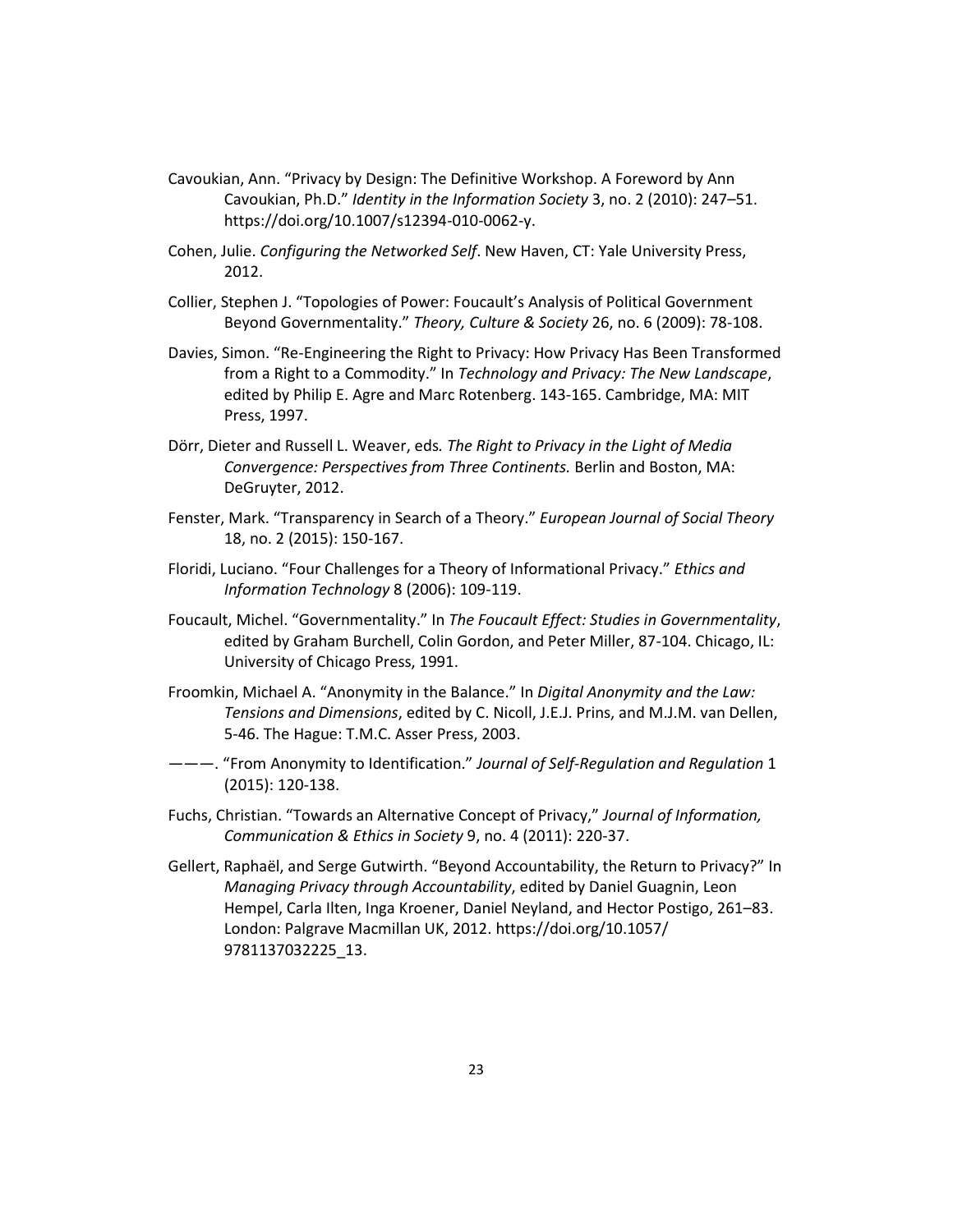Cavoukian, Ann. “Privacy by Design: The Definitive Workshop. A Foreword by Ann Cavoukian, Ph.D.” *Identity in the Information Society* 3, no. 2 (2010): 247–51. https://doi.org/10.1007/s12394-010-0062-y.

Cohen, Julie. *Configuring the Networked Self*. New Haven, CT: Yale University Press, 2012.

Collier, Stephen J. “Topologies of Power: Foucault’s Analysis of Political Government Beyond Governmentality.” *Theory, Culture & Society* 26, no. 6 (2009): 78-108.

Davies, Simon. “Re-Engineering the Right to Privacy: How Privacy Has Been Transformed from a Right to a Commodity.” In *Technology and Privacy: The New Landscape*, edited by Philip E. Agre and Marc Rotenberg. 143-165. Cambridge, MA: MIT Press, 1997.

Dörr, Dieter and Russell L. Weaver, eds*. The Right to Privacy in the Light of Media Convergence: Perspectives from Three Continents.* Berlin and Boston, MA: DeGruyter, 2012.

Fenster, Mark. “Transparency in Search of a Theory.” *European Journal of Social Theory* 18, no. 2 (2015): 150-167.

Floridi, Luciano. “Four Challenges for a Theory of Informational Privacy.” *Ethics and Information Technology* 8 (2006): 109-119.

Foucault, Michel. “Governmentality.” In *The Foucault Effect: Studies in Governmentality*, edited by Graham Burchell, Colin Gordon, and Peter Miller, 87-104. Chicago, IL: University of Chicago Press, 1991.

Froomkin, Michael A. “Anonymity in the Balance.” In *Digital Anonymity and the Law: Tensions and Dimensions*, edited by C. Nicoll, J.E.J. Prins, and M.J.M. van Dellen, 5-46. The Hague: T.M.C. Asser Press, 2003.

———. “From Anonymity to Identification.” *Journal of Self-Regulation and Regulation* 1 (2015): 120-138.

Fuchs, Christian. “Towards an Alternative Concept of Privacy,” *Journal of Information, Communication & Ethics in Society* 9, no. 4 (2011): 220-37.

Gellert, Raphaël, and Serge Gutwirth. “Beyond Accountability, the Return to Privacy?” In *Managing Privacy through Accountability*, edited by Daniel Guagnin, Leon Hempel, Carla Ilten, Inga Kroener, Daniel Neyland, and Hector Postigo, 261–83. London: Palgrave Macmillan UK, 2012. https://doi.org/10.1057/9781137032225_13.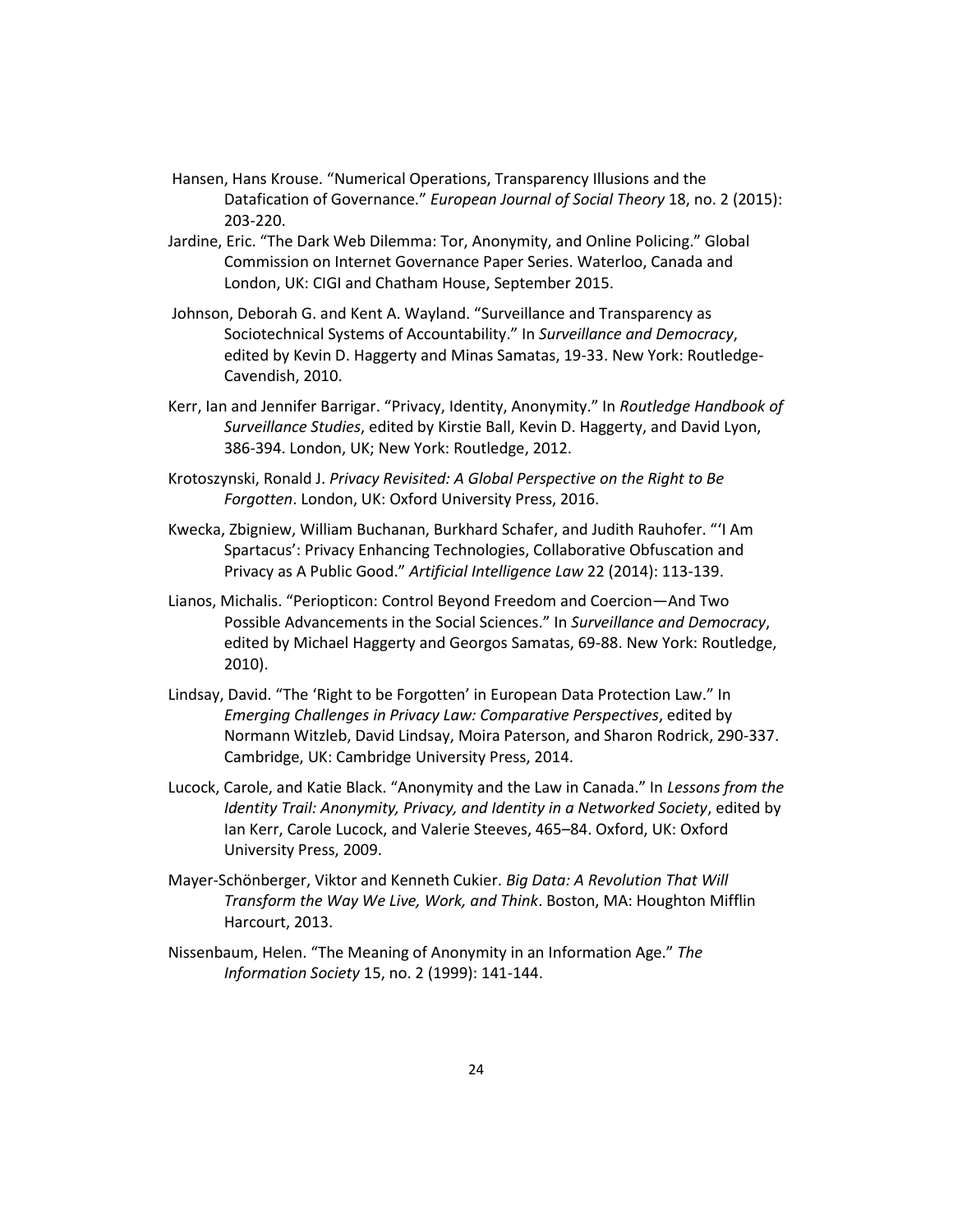Hansen, Hans Krouse. “Numerical Operations, Transparency Illusions and the Datafication of Governance.” *European Journal of Social Theory* 18, no. 2 (2015): 203-220.

Jardine, Eric. “The Dark Web Dilemma: Tor, Anonymity, and Online Policing.” Global Commission on Internet Governance Paper Series. Waterloo, Canada and London, UK: CIGI and Chatham House, September 2015.

Johnson, Deborah G. and Kent A. Wayland. “Surveillance and Transparency as Sociotechnical Systems of Accountability.” In *Surveillance and Democracy*, edited by Kevin D. Haggerty and Minas Samatas, 19-33. New York: Routledge-Cavendish, 2010.

Kerr, Ian and Jennifer Barrigar. “Privacy, Identity, Anonymity.” In *Routledge Handbook of Surveillance Studies*, edited by Kirstie Ball, Kevin D. Haggerty, and David Lyon, 386-394. London, UK; New York: Routledge, 2012.

Krotoszynski, Ronald J. *Privacy Revisited: A Global Perspective on the Right to Be Forgotten*. London, UK: Oxford University Press, 2016.

Kwecka, Zbigniew, William Buchanan, Burkhard Schafer, and Judith Rauhofer. “‘I Am Spartacus’: Privacy Enhancing Technologies, Collaborative Obfuscation and Privacy as A Public Good.” *Artificial Intelligence Law* 22 (2014): 113-139.

Lianos, Michalis. “Periopticon: Control Beyond Freedom and Coercion—And Two Possible Advancements in the Social Sciences.” In *Surveillance and Democracy*, edited by Michael Haggerty and Georgos Samatas, 69-88. New York: Routledge, 2010).

Lindsay, David. “The ‘Right to be Forgotten’ in European Data Protection Law.” In *Emerging Challenges in Privacy Law: Comparative Perspectives*, edited by Normann Witzleb, David Lindsay, Moira Paterson, and Sharon Rodrick, 290-337. Cambridge, UK: Cambridge University Press, 2014.

Lucock, Carole, and Katie Black. “Anonymity and the Law in Canada.” In *Lessons from the Identity Trail: Anonymity, Privacy, and Identity in a Networked Society*, edited by Ian Kerr, Carole Lucock, and Valerie Steeves, 465–84. Oxford, UK: Oxford University Press, 2009.

Mayer-Schönberger, Viktor and Kenneth Cukier. *Big Data: A Revolution That Will Transform the Way We Live, Work, and Think*. Boston, MA: Houghton Mifflin Harcourt, 2013.

Nissenbaum, Helen. “The Meaning of Anonymity in an Information Age.” *The Information Society* 15, no. 2 (1999): 141-144.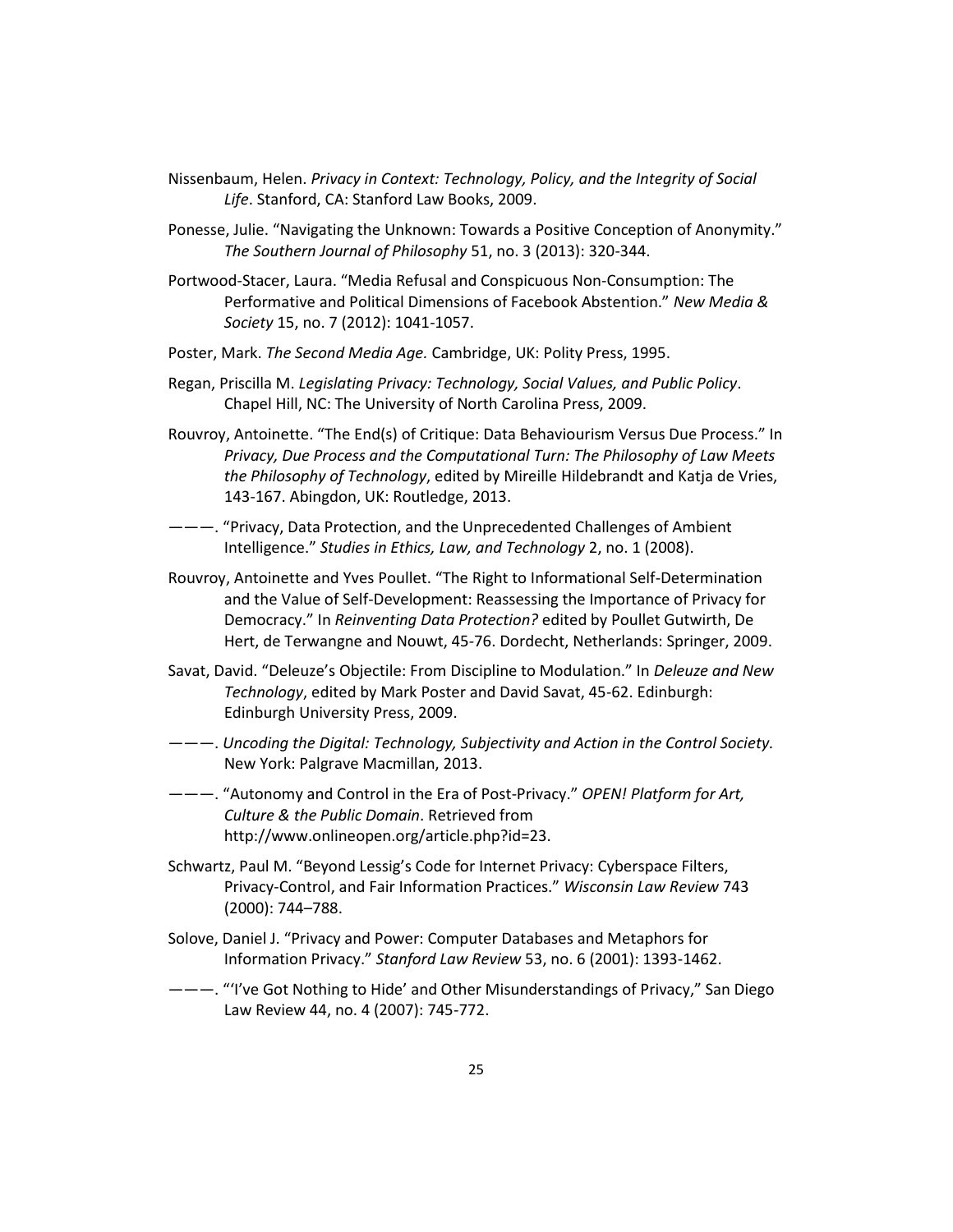Nissenbaum, Helen. *Privacy in Context: Technology, Policy, and the Integrity of Social Life*. Stanford, CA: Stanford Law Books, 2009.

Ponesse, Julie. "Navigating the Unknown: Towards a Positive Conception of Anonymity." *The Southern Journal of Philosophy* 51, no. 3 (2013): 320-344.

Portwood-Stacer, Laura. "Media Refusal and Conspicuous Non-Consumption: The Performative and Political Dimensions of Facebook Abstention." *New Media & Society* 15, no. 7 (2012): 1041-1057.

Poster, Mark. *The Second Media Age.* Cambridge, UK: Polity Press, 1995.

Regan, Priscilla M. *Legislating Privacy: Technology, Social Values, and Public Policy*. Chapel Hill, NC: The University of North Carolina Press, 2009.

Rouvroy, Antoinette. "The End(s) of Critique: Data Behaviourism Versus Due Process." In *Privacy, Due Process and the Computational Turn: The Philosophy of Law Meets the Philosophy of Technology*, edited by Mireille Hildebrandt and Katja de Vries, 143-167. Abingdon, UK: Routledge, 2013.

———. "Privacy, Data Protection, and the Unprecedented Challenges of Ambient Intelligence." *Studies in Ethics, Law, and Technology* 2, no. 1 (2008).

Rouvroy, Antoinette and Yves Poullet. "The Right to Informational Self-Determination and the Value of Self-Development: Reassessing the Importance of Privacy for Democracy." In *Reinventing Data Protection?* edited by Poullet Gutwirth, De Hert, de Terwangne and Nouwt, 45-76. Dordecht, Netherlands: Springer, 2009.

Savat, David. "Deleuze's Objectile: From Discipline to Modulation." In *Deleuze and New Technology*, edited by Mark Poster and David Savat, 45-62. Edinburgh: Edinburgh University Press, 2009.

———. *Uncoding the Digital: Technology, Subjectivity and Action in the Control Society.* New York: Palgrave Macmillan, 2013.

———. "Autonomy and Control in the Era of Post-Privacy." *OPEN! Platform for Art, Culture & the Public Domain*. Retrieved from http://www.onlineopen.org/article.php?id=23.

Schwartz, Paul M. "Beyond Lessig's Code for Internet Privacy: Cyberspace Filters, Privacy-Control, and Fair Information Practices." *Wisconsin Law Review* 743 (2000): 744–788.

Solove, Daniel J. "Privacy and Power: Computer Databases and Metaphors for Information Privacy." *Stanford Law Review* 53, no. 6 (2001): 1393-1462.

———. "'I've Got Nothing to Hide' and Other Misunderstandings of Privacy," San Diego Law Review 44, no. 4 (2007): 745-772.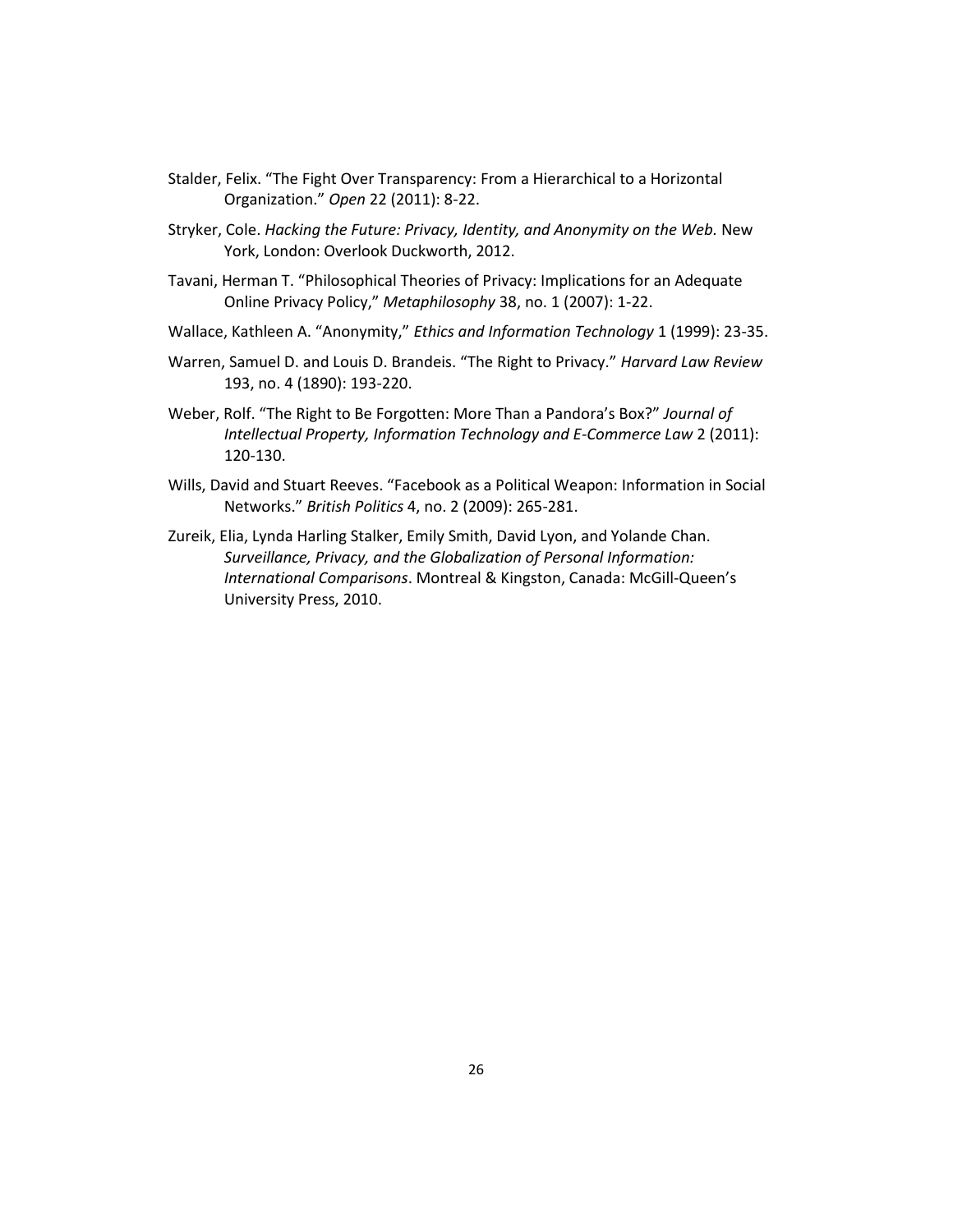Stalder, Felix. “The Fight Over Transparency: From a Hierarchical to a Horizontal Organization.” *Open* 22 (2011): 8-22.

Stryker, Cole. *Hacking the Future: Privacy, Identity, and Anonymity on the Web.* New York, London: Overlook Duckworth, 2012.

Tavani, Herman T. “Philosophical Theories of Privacy: Implications for an Adequate Online Privacy Policy,” *Metaphilosophy* 38, no. 1 (2007): 1-22.

Wallace, Kathleen A. “Anonymity,” *Ethics and Information Technology* 1 (1999): 23-35.

Warren, Samuel D. and Louis D. Brandeis. “The Right to Privacy.” *Harvard Law Review* 193, no. 4 (1890): 193-220.

Weber, Rolf. “The Right to Be Forgotten: More Than a Pandora’s Box?” *Journal of Intellectual Property, Information Technology and E-Commerce Law* 2 (2011): 120-130.

Wills, David and Stuart Reeves. “Facebook as a Political Weapon: Information in Social Networks.” *British Politics* 4, no. 2 (2009): 265-281.

Zureik, Elia, Lynda Harling Stalker, Emily Smith, David Lyon, and Yolande Chan. *Surveillance, Privacy, and the Globalization of Personal Information: International Comparisons*. Montreal & Kingston, Canada: McGill-Queen’s University Press, 2010.